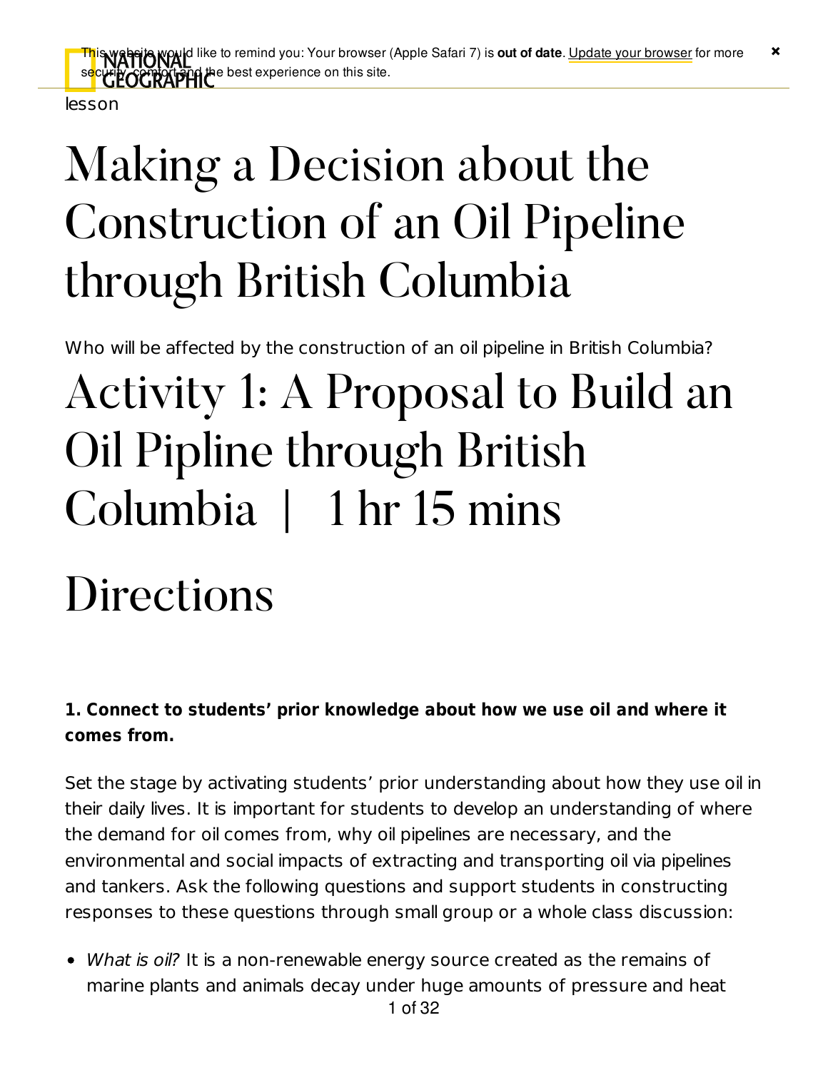lesson

# Making a Decision about the Construction of an Oil Pipeline through British Columbia

Who will be affected by the construction of an oil pipeline in British Columbia?

# Activity 1: A Proposal to Build an Oil Pipline through British Columbia | 1 hr 15 mins

## Directions

**1. Connect to students' prior knowledge about how we use oil and where it comes from.**

Set the stage by activating students' prior understanding about how they use oil in their daily lives. It is important for students to develop an understanding of where the demand for oil comes from, why oil pipelines are necessary, and the environmental and social impacts of extracting and transporting oil via pipelines and tankers. Ask the following questions and support students in constructing responses to these questions through small group or a whole class discussion:

- *What is oil?* It is a non-renewable energy source created as the remains of marine plants and animals decay under huge amounts of pressure and heat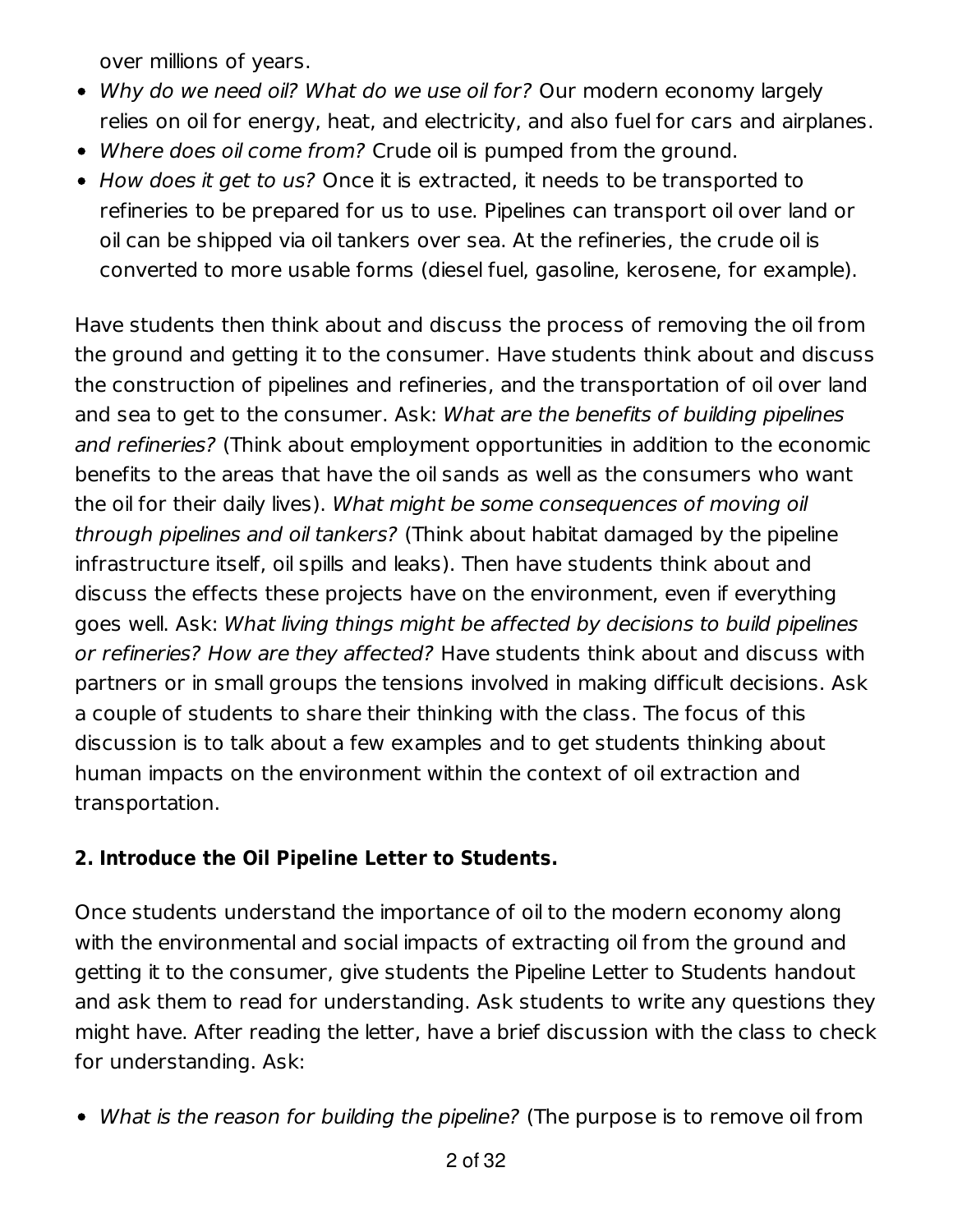over millions of years.

- *Why do we need oil? What do we use oil for?* Our modern economy largely relies on oil for energy, heat, and electricity, and also fuel for cars and airplanes.
- *Where does oil come from?* Crude oil is pumped from the ground.
- *How does it get to us?* Once it is extracted, it needs to be transported to refineries to be prepared for us to use. Pipelines can transport oil over land or oil can be shipped via oil tankers over sea. At the refineries, the crude oil is converted to more usable forms (diesel fuel, gasoline, kerosene, for example).

Have students then think about and discuss the process of removing the oil from the ground and getting it to the consumer. Have students think about and discuss the construction of pipelines and refineries, and the transportation of oil over land and sea to get to the consumer. Ask: *What are the benefits of building pipelines and refineries?* (Think about employment opportunities in addition to the economic benefits to the areas that have the oil sands as well as the consumers who want the oil for their daily lives). *What might be some consequences of moving oil through pipelines and oil tankers?* (Think about habitat damaged by the pipeline infrastructure itself, oil spills and leaks). Then have students think about and discuss the effects these projects have on the environment, even if everything goes well. Ask: *What living things might be affected by decisions to build pipelines or refineries? How are they affected?* Have students think about and discuss with partners or in small groups the tensions involved in making difficult decisions. Ask a couple of students to share their thinking with the class. The focus of this discussion is to talk about a few examples and to get students thinking about human impacts on the environment within the context of oil extraction and transportation.

**2. Introduce the Oil Pipeline Letter to Students.**

Once students understand the importance of oil to the modern economy along with the environmental and social impacts of extracting oil from the ground and getting it to the consumer, give students the Pipeline Letter to Students handout and ask them to read for understanding. Ask students to write any questions they might have. After reading the letter, have a brief discussion with the class to check for understanding. Ask:

- *What is the reason for building the pipeline?* (The purpose is to remove oil from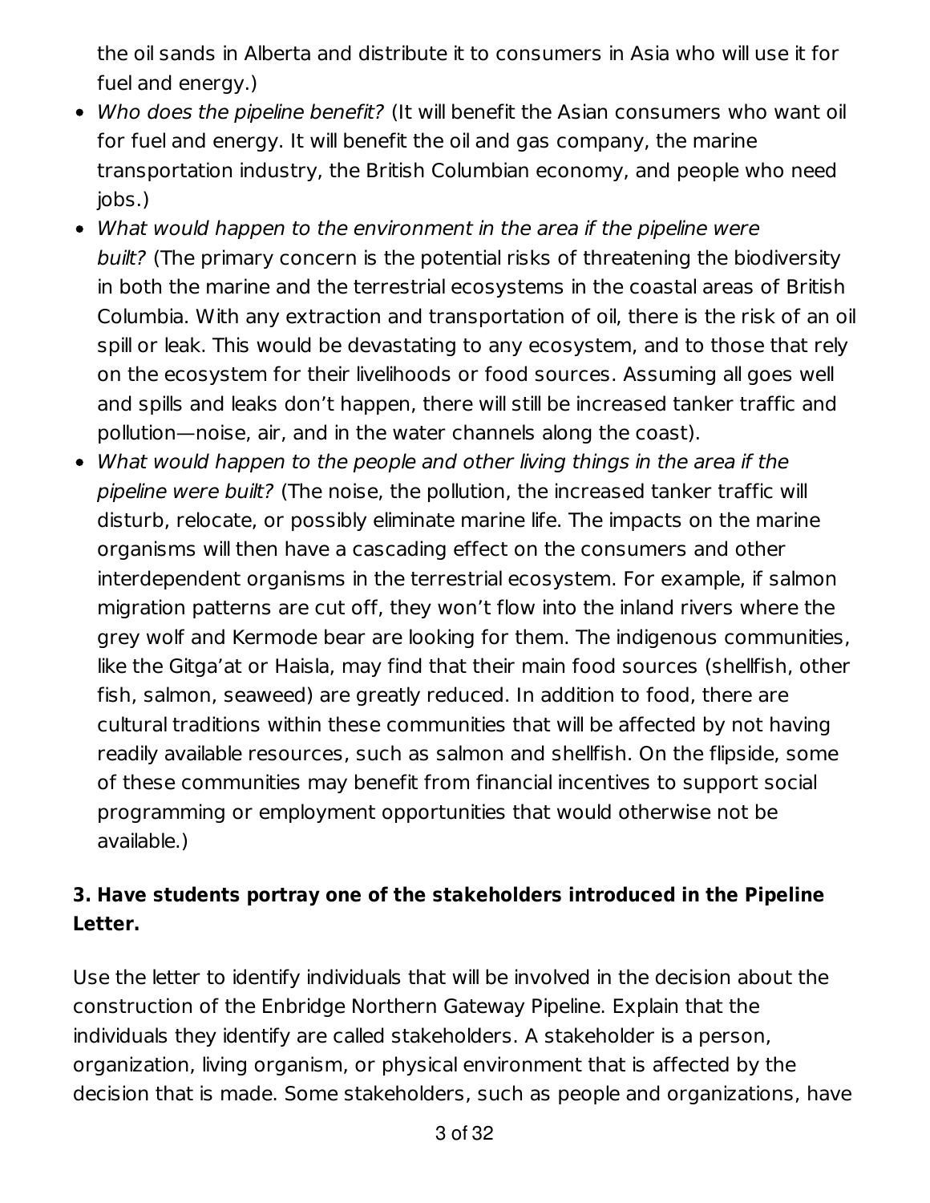the oil sands in Alberta and distribute it to consumers in Asia who will use it for fuel and energy.)

- *Who does the pipeline benefit?* (It will benefit the Asian consumers who want oil for fuel and energy. It will benefit the oil and gas company, the marine transportation industry, the British Columbian economy, and people who need jobs.)
- *What would happen to the environment in the area if the pipeline were built?* (The primary concern is the potential risks of threatening the biodiversity in both the marine and the terrestrial ecosystems in the coastal areas of British Columbia. With any extraction and transportation of oil, there is the risk of an oil spill or leak. This would be devastating to any ecosystem, and to those that rely on the ecosystem for their livelihoods or food sources. Assuming all goes well and spills and leaks don't happen, there will still be increased tanker traffic and pollution—noise, air, and in the water channels along the coast).
- *What would happen to the people and other living things in the area if the pipeline were built?* (The noise, the pollution, the increased tanker traffic will disturb, relocate, or possibly eliminate marine life. The impacts on the marine organisms will then have a cascading effect on the consumers and other interdependent organisms in the terrestrial ecosystem. For example, if salmon migration patterns are cut off, they won't flow into the inland rivers where the grey wolf and Kermode bear are looking for them. The indigenous communities, like the Gitga'at or Haisla, may find that their main food sources (shellfish, other fish, salmon, seaweed) are greatly reduced. In addition to food, there are cultural traditions within these communities that will be affected by not having readily available resources, such as salmon and shellfish. On the flipside, some of these communities may benefit from financial incentives to support social programming or employment opportunities that would otherwise not be available.)

**3. Have students portray one of the stakeholders introduced in the Pipeline Letter.**

Use the letter to identify individuals that will be involved in the decision about the construction of the Enbridge Northern Gateway Pipeline. Explain that the individuals they identify are called stakeholders. A stakeholder is a person, organization, living organism, or physical environment that is affected by the decision that is made. Some stakeholders, such as people and organizations, have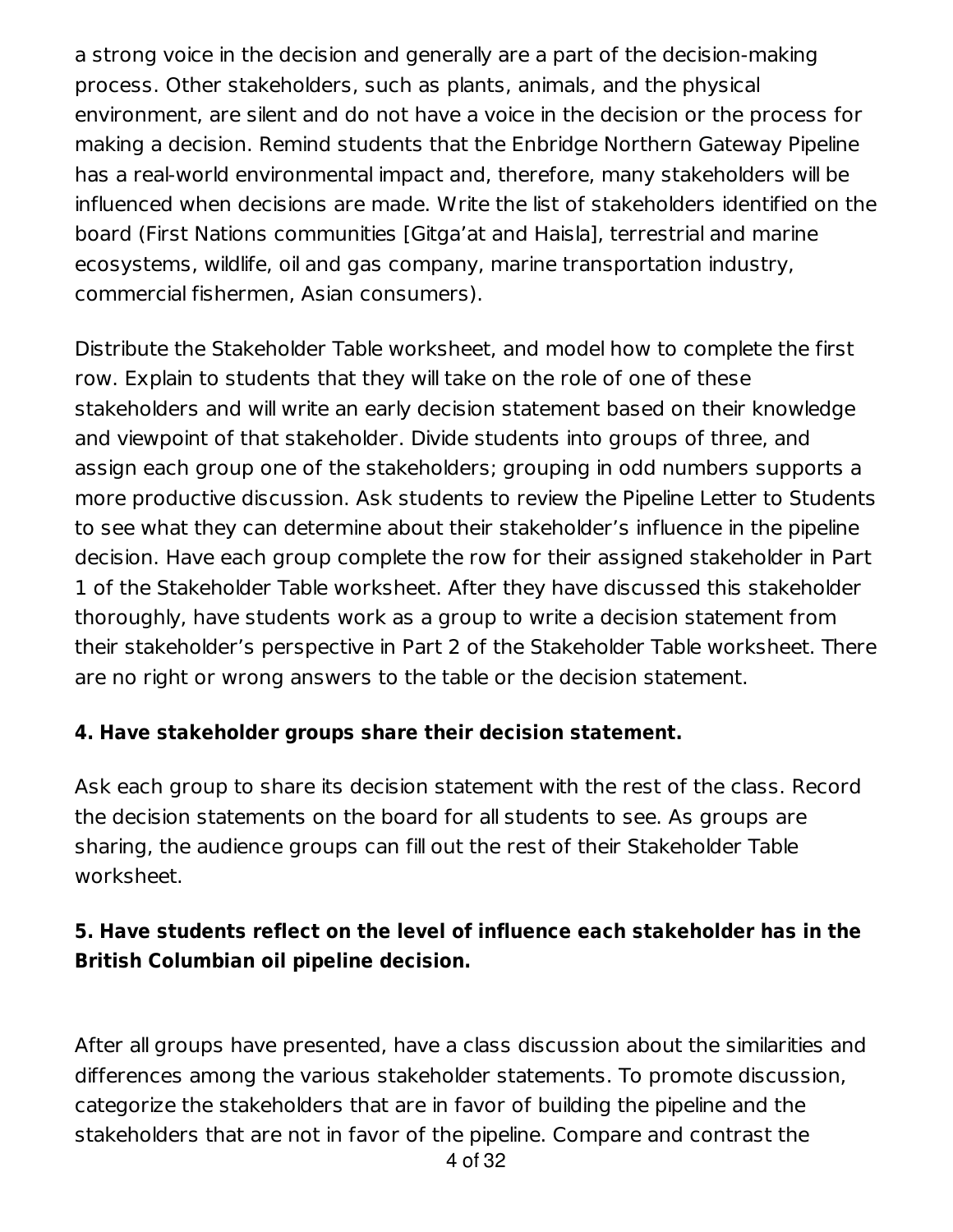a strong voice in the decision and generally are a part of the decision-making process. Other stakeholders, such as plants, animals, and the physical environment, are silent and do not have a voice in the decision or the process for making a decision. Remind students that the Enbridge Northern Gateway Pipeline has a real-world environmental impact and, therefore, many stakeholders will be influenced when decisions are made. Write the list of stakeholders identified on the board (First Nations communities [Gitga'at and Haisla], terrestrial and marine ecosystems, wildlife, oil and gas company, marine transportation industry, commercial fishermen, Asian consumers).

Distribute the Stakeholder Table worksheet, and model how to complete the first row. Explain to students that they will take on the role of one of these stakeholders and will write an early decision statement based on their knowledge and viewpoint of that stakeholder. Divide students into groups of three, and assign each group one of the stakeholders; grouping in odd numbers supports a more productive discussion. Ask students to review the Pipeline Letter to Students to see what they can determine about their stakeholder's influence in the pipeline decision. Have each group complete the row for their assigned stakeholder in Part 1 of the Stakeholder Table worksheet. After they have discussed this stakeholder thoroughly, have students work as a group to write a decision statement from their stakeholder's perspective in Part 2 of the Stakeholder Table worksheet. There are no right or wrong answers to the table or the decision statement.

**4. Have stakeholder groups share their decision statement.**

Ask each group to share its decision statement with the rest of the class. Record the decision statements on the board for all students to see. As groups are sharing, the audience groups can fill out the rest of their Stakeholder Table worksheet.

**5. Have students reflect on the level of influence each stakeholder has in the British Columbian oil pipeline decision.**

After all groups have presented, have a class discussion about the similarities and differences among the various stakeholder statements. To promote discussion, categorize the stakeholders that are in favor of building the pipeline and the stakeholders that are not in favor of the pipeline. Compare and contrast the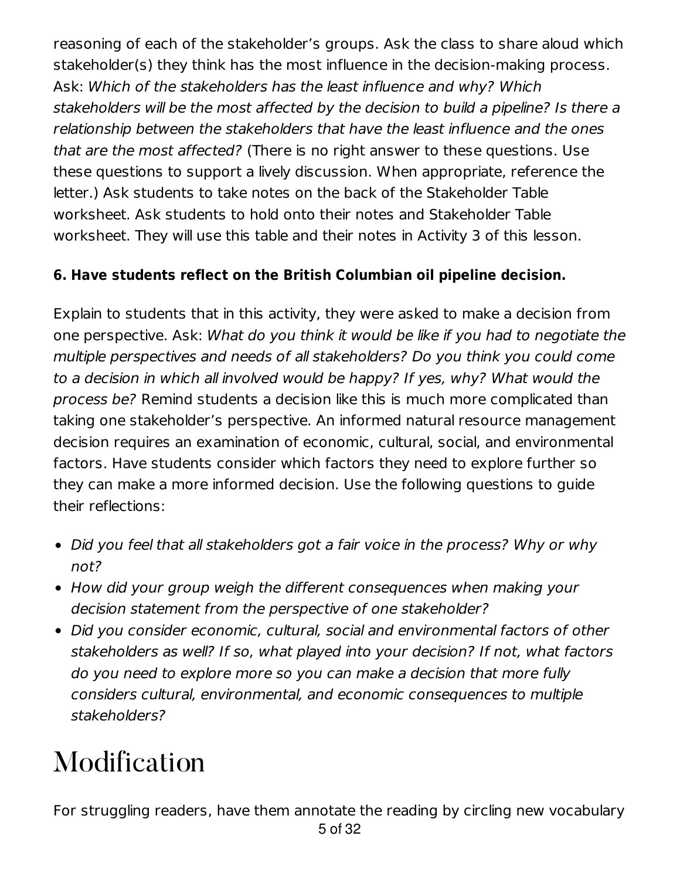reasoning of each of the stakeholder's groups. Ask the class to share aloud which stakeholder(s) they think has the most influence in the decision-making process. Ask: *Which of the stakeholders has the least influence and why? Which stakeholders will be the most affected by the decision to build a pipeline? Is there a relationship between the stakeholders that have the least influence and the ones that are the most affected?* (There is no right answer to these questions. Use these questions to support a lively discussion. When appropriate, reference the letter.) Ask students to take notes on the back of the Stakeholder Table worksheet. Ask students to hold onto their notes and Stakeholder Table worksheet. They will use this table and their notes in Activity 3 of this lesson.

**6. Have students reflect on the British Columbian oil pipeline decision.**

Explain to students that in this activity, they were asked to make a decision from one perspective. Ask: *What do you think it would be like if you had to negotiate the multiple perspectives and needs of all stakeholders? Do you think you could come to a decision in which all involved would be happy? If yes, why? What would the process be?* Remind students a decision like this is much more complicated than taking one stakeholder's perspective. An informed natural resource management decision requires an examination of economic, cultural, social, and environmental factors. Have students consider which factors they need to explore further so they can make a more informed decision. Use the following questions to guide their reflections:

- *Did you feel that all stakeholders got a fair voice in the process? Why or why not?*
- *How did your group weigh the different consequences when making your decision statement from the perspective of one stakeholder?*
- *Did you consider economic, cultural, social and environmental factors of other stakeholders as well? If so, what played into your decision? If not, what factors do you need to explore more so you can make a decision that more fully considers cultural, environmental, and economic consequences to multiple stakeholders?*

# Modification

For struggling readers, have them annotate the reading by circling new vocabulary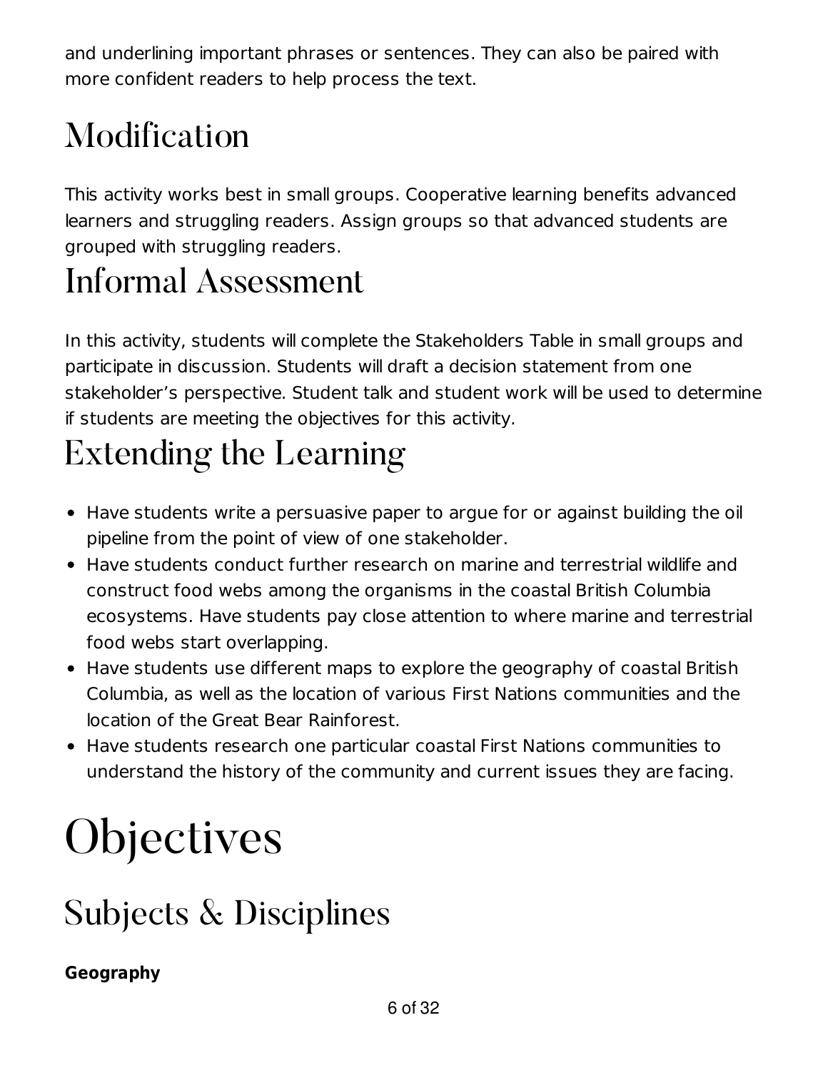and underlining important phrases or sentences. They can also be paired with more confident readers to help process the text.

## Modification

This activity works best in small groups. Cooperative learning benefits advanced learners and struggling readers. Assign groups so that advanced students are grouped with struggling readers.

## Informal Assessment

In this activity, students will complete the Stakeholders Table in small groups and participate in discussion. Students will draft a decision statement from one stakeholder's perspective. Student talk and student work will be used to determine if students are meeting the objectives for this activity.

## Extending the Learning

- Have students write a persuasive paper to argue for or against building the oil pipeline from the point of view of one stakeholder.
- Have students conduct further research on marine and terrestrial wildlife and construct food webs among the organisms in the coastal British Columbia ecosystems. Have students pay close attention to where marine and terrestrial food webs start overlapping.
- Have students use different maps to explore the geography of coastal British Columbia, as well as the location of various First Nations communities and the location of the Great Bear Rainforest.
- Have students research one particular coastal First Nations communities to understand the history of the community and current issues they are facing.

# Objectives

## Subjects & Disciplines

**Geography**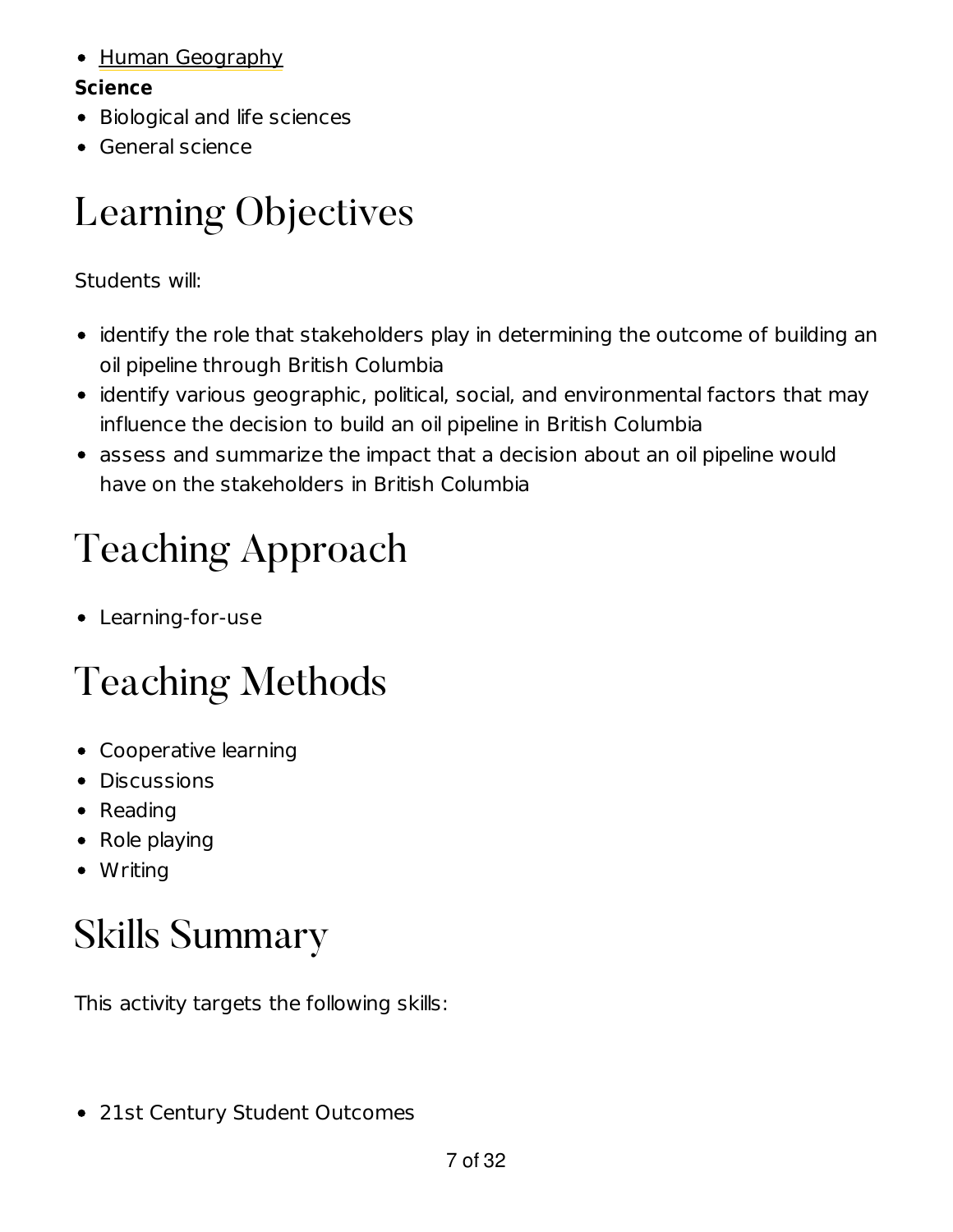- Human Geography

**Science**

- Biological and life sciences
- General science

# Learning Objectives

Students will:

- identify the role that stakeholders play in determining the outcome of building an oil pipeline through British Columbia
- identify various geographic, political, social, and environmental factors that may influence the decision to build an oil pipeline in British Columbia
- assess and summarize the impact that a decision about an oil pipeline would have on the stakeholders in British Columbia

# Teaching Approach

- Learning-for-use

# Teaching Methods

- Cooperative learning
- Discussions
- Reading
- Role playing
- Writing

# Skills Summary

This activity targets the following skills:

- 21st Century Student Outcomes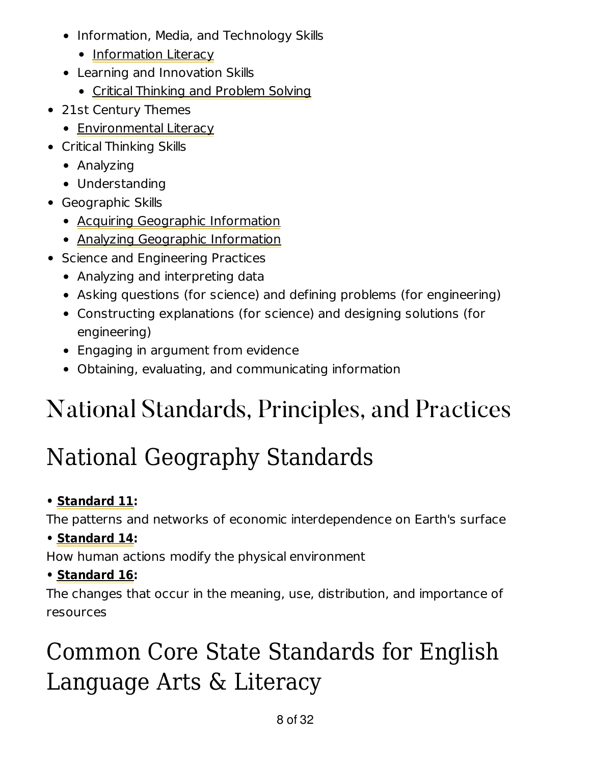- Information, Media, and Technology Skills
  - Information Literacy
- Learning and Innovation Skills
  - Critical Thinking and Problem Solving
- 21st Century Themes
  - Environmental Literacy
- Critical Thinking Skills
  - Analyzing
  - Understanding
- Geographic Skills
  - Acquiring Geographic Information
  - Analyzing Geographic Information
- Science and Engineering Practices
  - Analyzing and interpreting data
  - Asking questions (for science) and defining problems (for engineering)
  - Constructing explanations (for science) and designing solutions (for engineering)
  - Engaging in argument from evidence
  - Obtaining, evaluating, and communicating information

# National Standards, Principles, and Practices

## National Geography Standards

**• Standard 11:**
The patterns and networks of economic interdependence on Earth's surface

**• Standard 14:**
How human actions modify the physical environment

**• Standard 16:**
The changes that occur in the meaning, use, distribution, and importance of resources

## Common Core State Standards for English Language Arts & Literacy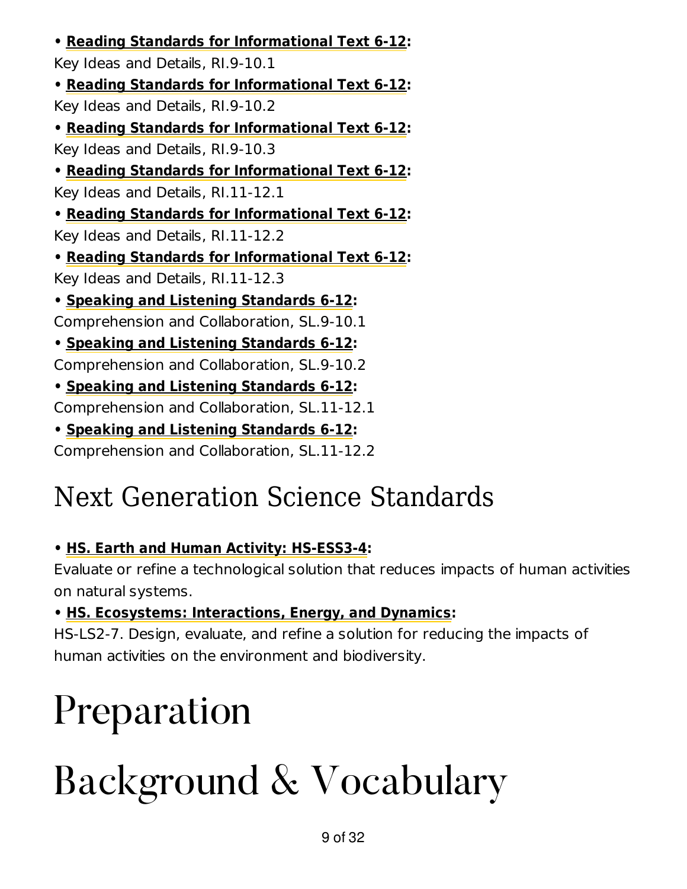- **Reading Standards for Informational Text 6-12:**
Key Ideas and Details, RI.9-10.1
- **Reading Standards for Informational Text 6-12:**
Key Ideas and Details, RI.9-10.2
- **Reading Standards for Informational Text 6-12:**
Key Ideas and Details, RI.9-10.3
- **Reading Standards for Informational Text 6-12:**
Key Ideas and Details, RI.11-12.1
- **Reading Standards for Informational Text 6-12:**
Key Ideas and Details, RI.11-12.2
- **Reading Standards for Informational Text 6-12:**
Key Ideas and Details, RI.11-12.3
- **Speaking and Listening Standards 6-12:**
Comprehension and Collaboration, SL.9-10.1
- **Speaking and Listening Standards 6-12:**
Comprehension and Collaboration, SL.9-10.2
- **Speaking and Listening Standards 6-12:**
Comprehension and Collaboration, SL.11-12.1
- **Speaking and Listening Standards 6-12:**
Comprehension and Collaboration, SL.11-12.2

## Next Generation Science Standards

- **HS. Earth and Human Activity: HS-ESS3-4:**
Evaluate or refine a technological solution that reduces impacts of human activities on natural systems.
- **HS. Ecosystems: Interactions, Energy, and Dynamics:**
HS-LS2-7. Design, evaluate, and refine a solution for reducing the impacts of human activities on the environment and biodiversity.

# Preparation

# Background & Vocabulary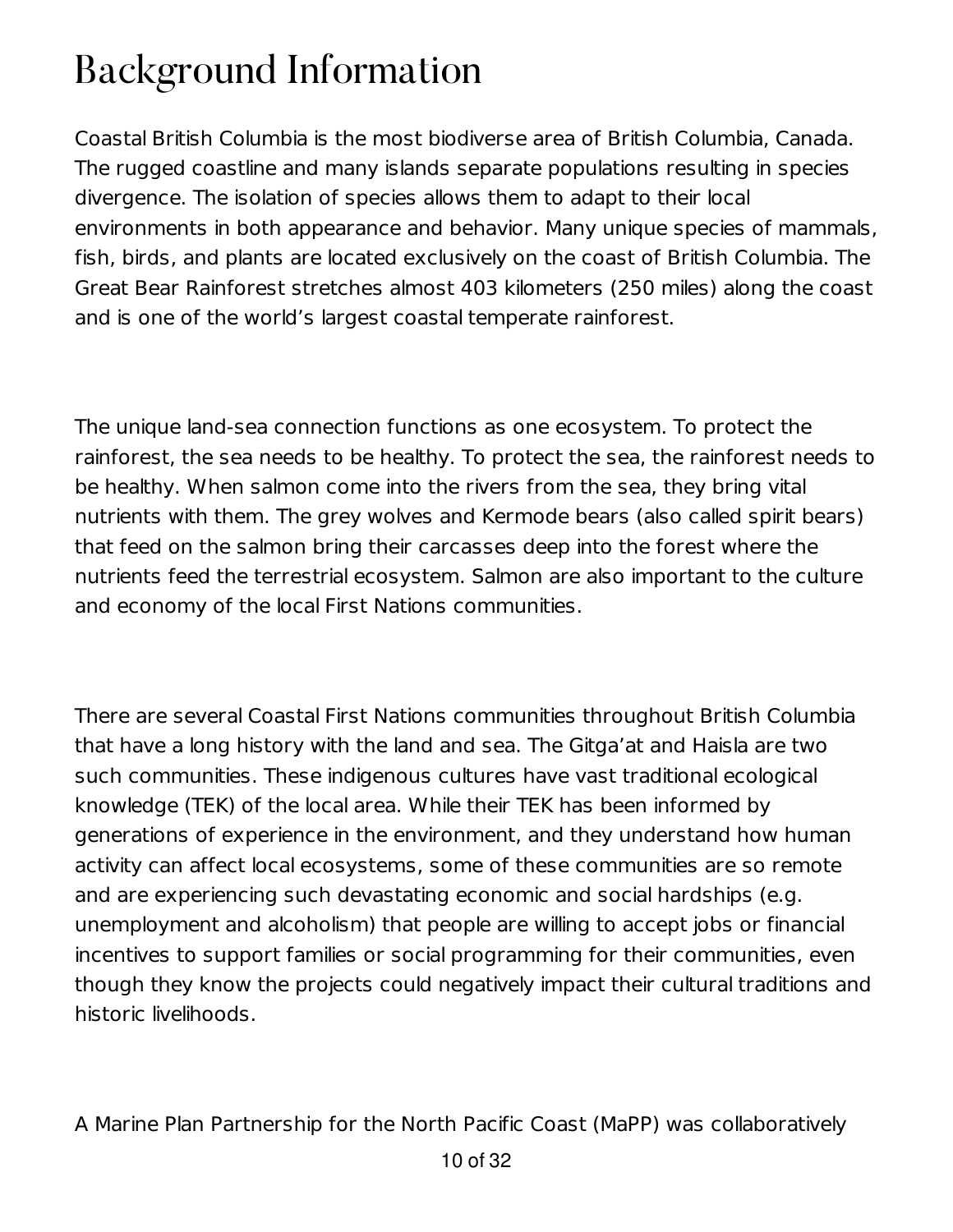# Background Information

Coastal British Columbia is the most biodiverse area of British Columbia, Canada. The rugged coastline and many islands separate populations resulting in species divergence. The isolation of species allows them to adapt to their local environments in both appearance and behavior. Many unique species of mammals, fish, birds, and plants are located exclusively on the coast of British Columbia. The Great Bear Rainforest stretches almost 403 kilometers (250 miles) along the coast and is one of the world's largest coastal temperate rainforest.

The unique land-sea connection functions as one ecosystem. To protect the rainforest, the sea needs to be healthy. To protect the sea, the rainforest needs to be healthy. When salmon come into the rivers from the sea, they bring vital nutrients with them. The grey wolves and Kermode bears (also called spirit bears) that feed on the salmon bring their carcasses deep into the forest where the nutrients feed the terrestrial ecosystem. Salmon are also important to the culture and economy of the local First Nations communities.

There are several Coastal First Nations communities throughout British Columbia that have a long history with the land and sea. The Gitga'at and Haisla are two such communities. These indigenous cultures have vast traditional ecological knowledge (TEK) of the local area. While their TEK has been informed by generations of experience in the environment, and they understand how human activity can affect local ecosystems, some of these communities are so remote and are experiencing such devastating economic and social hardships (e.g. unemployment and alcoholism) that people are willing to accept jobs or financial incentives to support families or social programming for their communities, even though they know the projects could negatively impact their cultural traditions and historic livelihoods.

A Marine Plan Partnership for the North Pacific Coast (MaPP) was collaboratively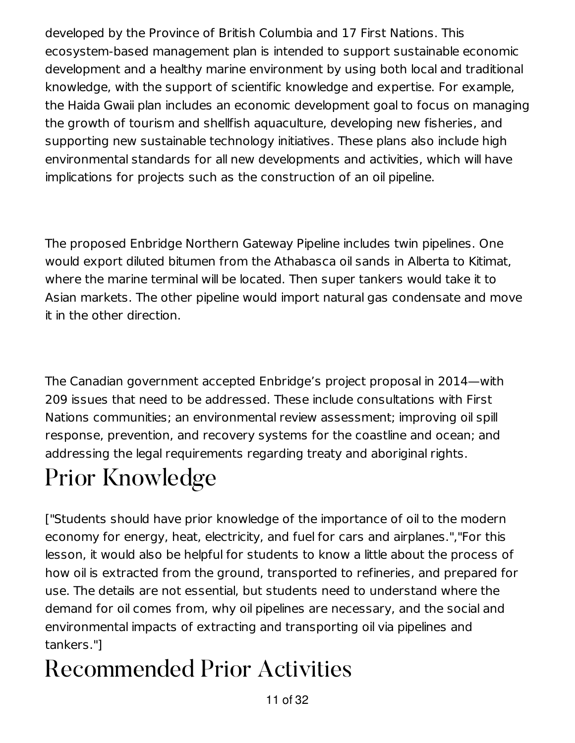developed by the Province of British Columbia and 17 First Nations. This ecosystem-based management plan is intended to support sustainable economic development and a healthy marine environment by using both local and traditional knowledge, with the support of scientific knowledge and expertise. For example, the Haida Gwaii plan includes an economic development goal to focus on managing the growth of tourism and shellfish aquaculture, developing new fisheries, and supporting new sustainable technology initiatives. These plans also include high environmental standards for all new developments and activities, which will have implications for projects such as the construction of an oil pipeline.

The proposed Enbridge Northern Gateway Pipeline includes twin pipelines. One would export diluted bitumen from the Athabasca oil sands in Alberta to Kitimat, where the marine terminal will be located. Then super tankers would take it to Asian markets. The other pipeline would import natural gas condensate and move it in the other direction.

The Canadian government accepted Enbridge's project proposal in 2014—with 209 issues that need to be addressed. These include consultations with First Nations communities; an environmental review assessment; improving oil spill response, prevention, and recovery systems for the coastline and ocean; and addressing the legal requirements regarding treaty and aboriginal rights.

# Prior Knowledge

["Students should have prior knowledge of the importance of oil to the modern economy for energy, heat, electricity, and fuel for cars and airplanes.","For this lesson, it would also be helpful for students to know a little about the process of how oil is extracted from the ground, transported to refineries, and prepared for use. The details are not essential, but students need to understand where the demand for oil comes from, why oil pipelines are necessary, and the social and environmental impacts of extracting and transporting oil via pipelines and tankers."]

# Recommended Prior Activities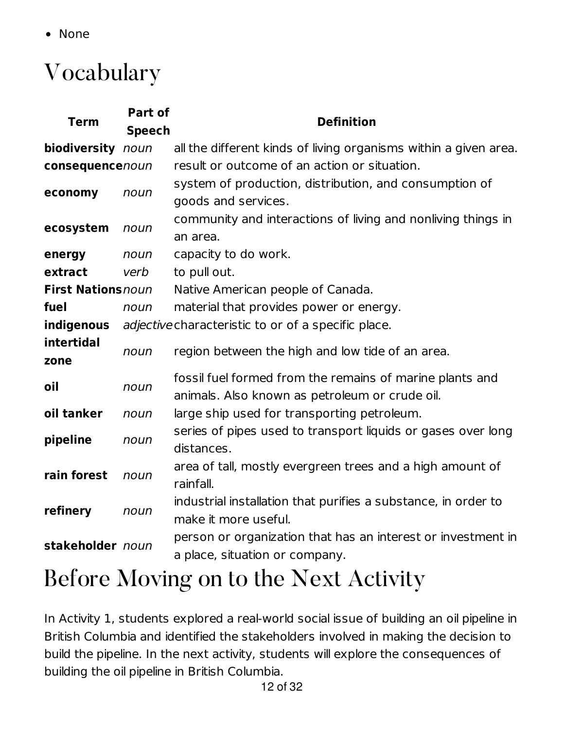- None

# Vocabulary

| Term | Part of Speech | Definition |
|---|---|---|
| **biodiversity** | *noun* | all the different kinds of living organisms within a given area. |
| **consequence** | *noun* | result or outcome of an action or situation. |
| **economy** | *noun* | system of production, distribution, and consumption of goods and services. |
| **ecosystem** | *noun* | community and interactions of living and nonliving things in an area. |
| **energy** | *noun* | capacity to do work. |
| **extract** | *verb* | to pull out. |
| **First Nations** | *noun* | Native American people of Canada. |
| **fuel** | *noun* | material that provides power or energy. |
| **indigenous** | *adjective* | characteristic to or of a specific place. |
| **intertidal zone** | *noun* | region between the high and low tide of an area. |
| **oil** | *noun* | fossil fuel formed from the remains of marine plants and animals. Also known as petroleum or crude oil. |
| **oil tanker** | *noun* | large ship used for transporting petroleum. |
| **pipeline** | *noun* | series of pipes used to transport liquids or gases over long distances. |
| **rain forest** | *noun* | area of tall, mostly evergreen trees and a high amount of rainfall. |
| **refinery** | *noun* | industrial installation that purifies a substance, in order to make it more useful. |
| **stakeholder** | *noun* | person or organization that has an interest or investment in a place, situation or company. |

# Before Moving on to the Next Activity

In Activity 1, students explored a real-world social issue of building an oil pipeline in British Columbia and identified the stakeholders involved in making the decision to build the pipeline. In the next activity, students will explore the consequences of building the oil pipeline in British Columbia.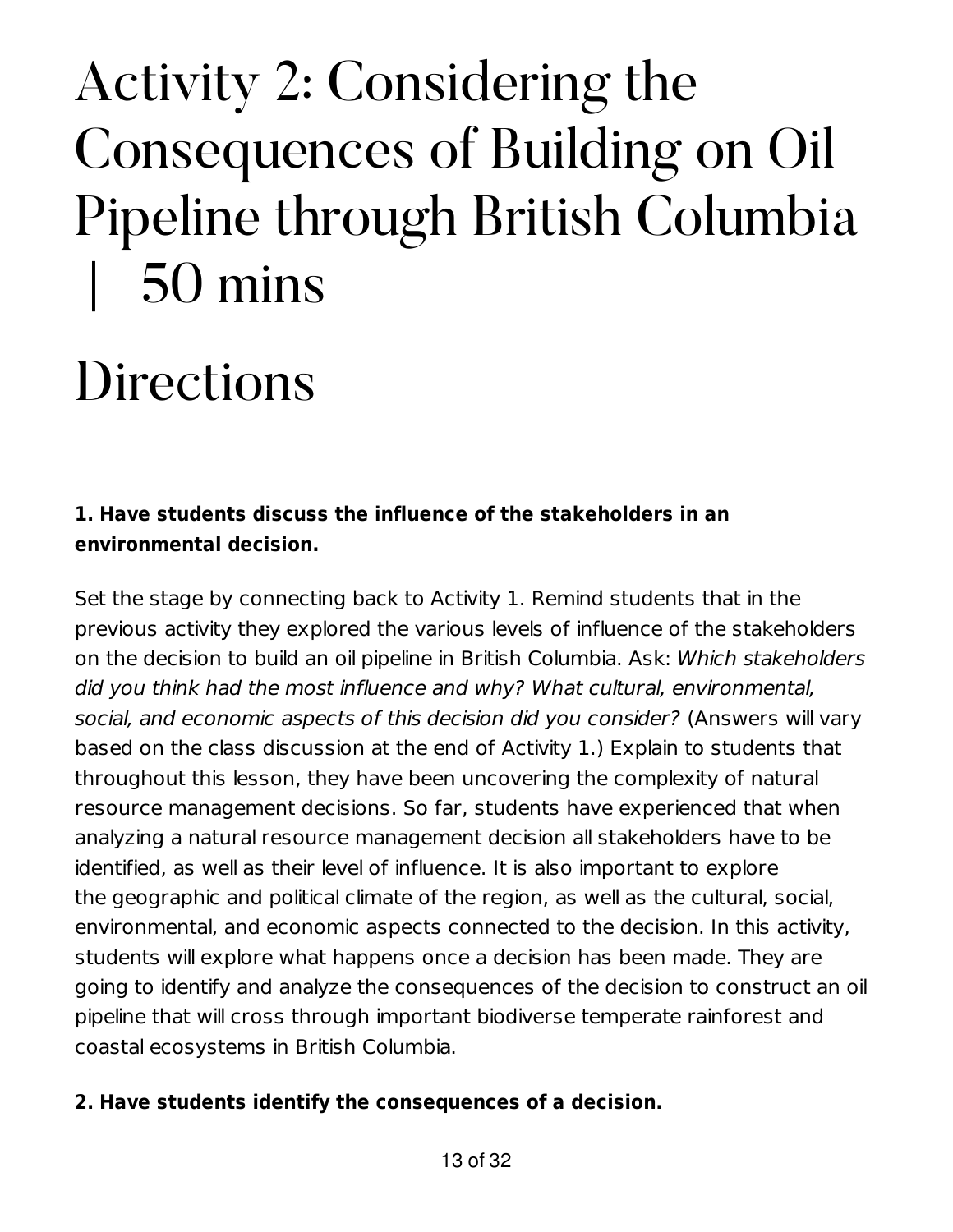# Activity 2: Considering the Consequences of Building on Oil Pipeline through British Columbia | 50 mins

# Directions

**1. Have students discuss the influence of the stakeholders in an environmental decision.**

Set the stage by connecting back to Activity 1. Remind students that in the previous activity they explored the various levels of influence of the stakeholders on the decision to build an oil pipeline in British Columbia. Ask: *Which stakeholders did you think had the most influence and why? What cultural, environmental, social, and economic aspects of this decision did you consider?* (Answers will vary based on the class discussion at the end of Activity 1.) Explain to students that throughout this lesson, they have been uncovering the complexity of natural resource management decisions. So far, students have experienced that when analyzing a natural resource management decision all stakeholders have to be identified, as well as their level of influence. It is also important to explore the geographic and political climate of the region, as well as the cultural, social, environmental, and economic aspects connected to the decision. In this activity, students will explore what happens once a decision has been made. They are going to identify and analyze the consequences of the decision to construct an oil pipeline that will cross through important biodiverse temperate rainforest and coastal ecosystems in British Columbia.

**2. Have students identify the consequences of a decision.**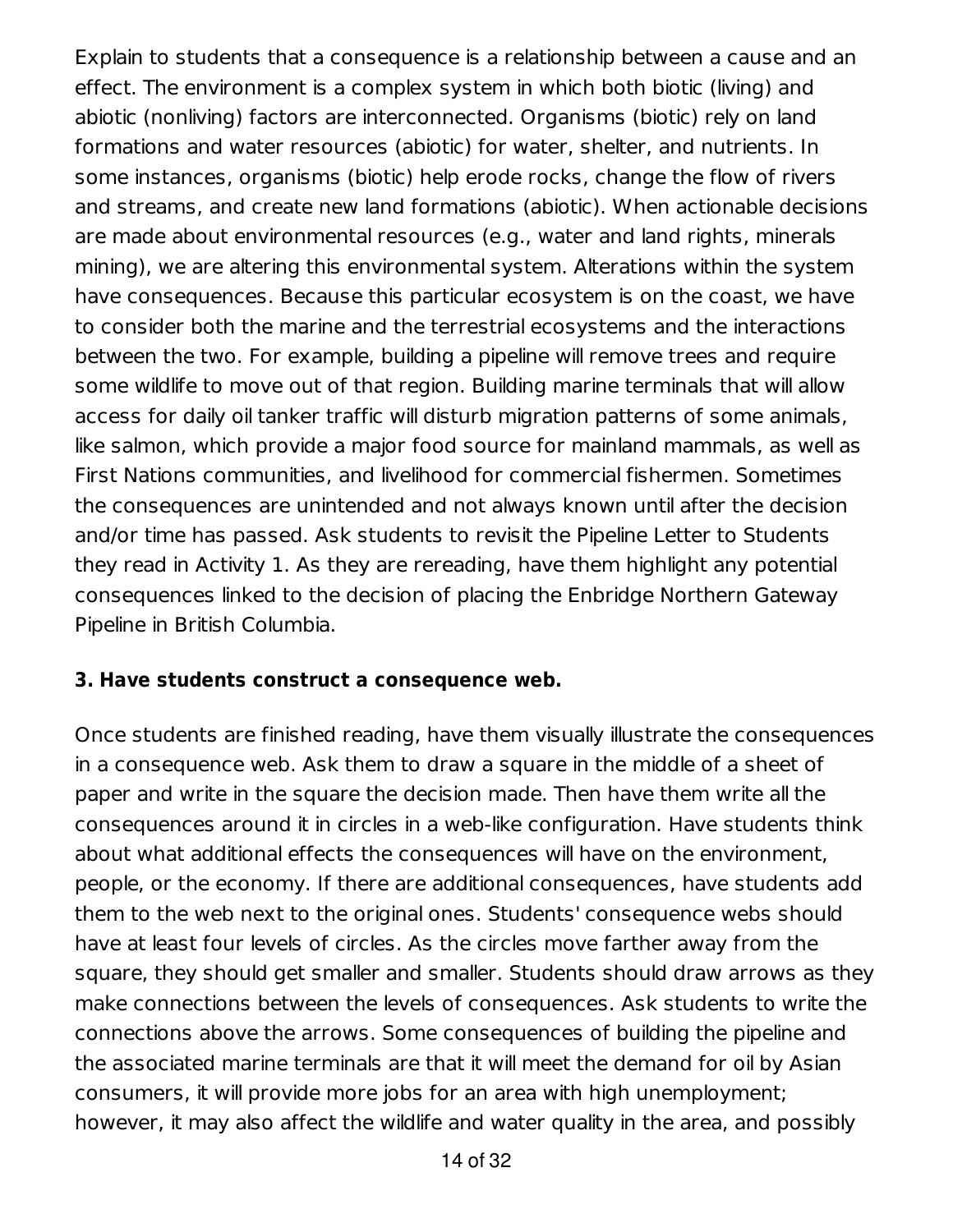Explain to students that a consequence is a relationship between a cause and an effect. The environment is a complex system in which both biotic (living) and abiotic (nonliving) factors are interconnected. Organisms (biotic) rely on land formations and water resources (abiotic) for water, shelter, and nutrients. In some instances, organisms (biotic) help erode rocks, change the flow of rivers and streams, and create new land formations (abiotic). When actionable decisions are made about environmental resources (e.g., water and land rights, minerals mining), we are altering this environmental system. Alterations within the system have consequences. Because this particular ecosystem is on the coast, we have to consider both the marine and the terrestrial ecosystems and the interactions between the two. For example, building a pipeline will remove trees and require some wildlife to move out of that region. Building marine terminals that will allow access for daily oil tanker traffic will disturb migration patterns of some animals, like salmon, which provide a major food source for mainland mammals, as well as First Nations communities, and livelihood for commercial fishermen. Sometimes the consequences are unintended and not always known until after the decision and/or time has passed. Ask students to revisit the Pipeline Letter to Students they read in Activity 1. As they are rereading, have them highlight any potential consequences linked to the decision of placing the Enbridge Northern Gateway Pipeline in British Columbia.

**3. Have students construct a consequence web.**

Once students are finished reading, have them visually illustrate the consequences in a consequence web. Ask them to draw a square in the middle of a sheet of paper and write in the square the decision made. Then have them write all the consequences around it in circles in a web-like configuration. Have students think about what additional effects the consequences will have on the environment, people, or the economy. If there are additional consequences, have students add them to the web next to the original ones. Students' consequence webs should have at least four levels of circles. As the circles move farther away from the square, they should get smaller and smaller. Students should draw arrows as they make connections between the levels of consequences. Ask students to write the connections above the arrows. Some consequences of building the pipeline and the associated marine terminals are that it will meet the demand for oil by Asian consumers, it will provide more jobs for an area with high unemployment; however, it may also affect the wildlife and water quality in the area, and possibly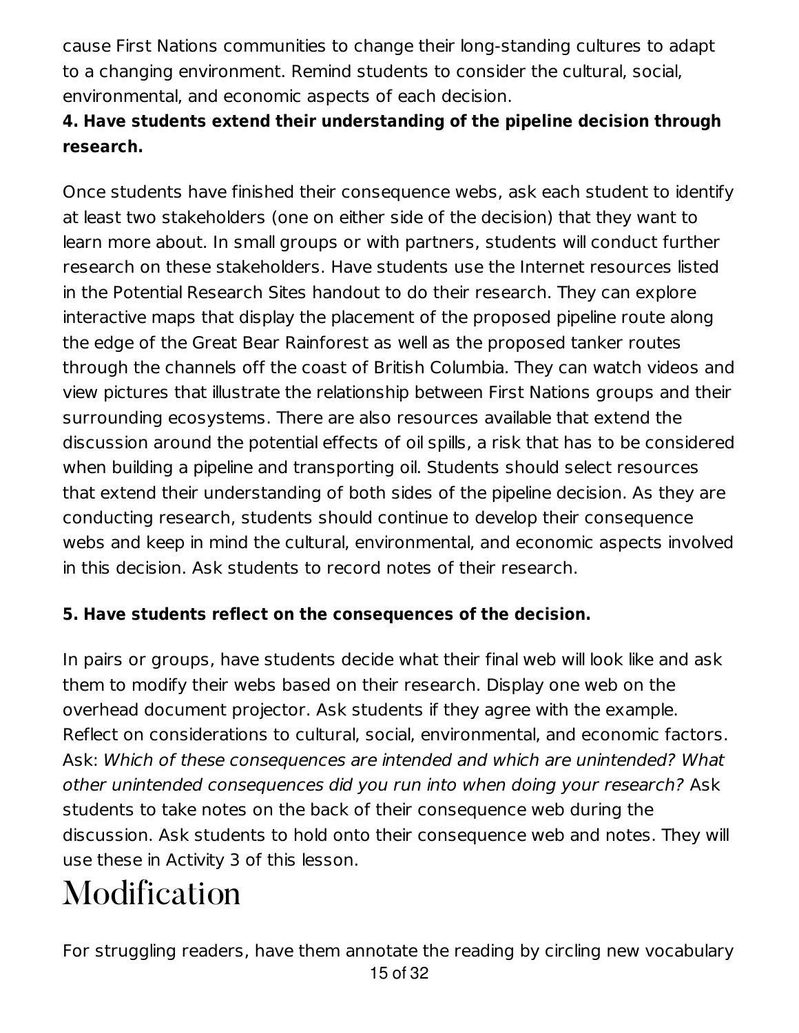cause First Nations communities to change their long-standing cultures to adapt to a changing environment. Remind students to consider the cultural, social, environmental, and economic aspects of each decision.

**4. Have students extend their understanding of the pipeline decision through research.**

Once students have finished their consequence webs, ask each student to identify at least two stakeholders (one on either side of the decision) that they want to learn more about. In small groups or with partners, students will conduct further research on these stakeholders. Have students use the Internet resources listed in the Potential Research Sites handout to do their research. They can explore interactive maps that display the placement of the proposed pipeline route along the edge of the Great Bear Rainforest as well as the proposed tanker routes through the channels off the coast of British Columbia. They can watch videos and view pictures that illustrate the relationship between First Nations groups and their surrounding ecosystems. There are also resources available that extend the discussion around the potential effects of oil spills, a risk that has to be considered when building a pipeline and transporting oil. Students should select resources that extend their understanding of both sides of the pipeline decision. As they are conducting research, students should continue to develop their consequence webs and keep in mind the cultural, environmental, and economic aspects involved in this decision. Ask students to record notes of their research.

**5. Have students reflect on the consequences of the decision.**

In pairs or groups, have students decide what their final web will look like and ask them to modify their webs based on their research. Display one web on the overhead document projector. Ask students if they agree with the example. Reflect on considerations to cultural, social, environmental, and economic factors. Ask: *Which of these consequences are intended and which are unintended? What other unintended consequences did you run into when doing your research?* Ask students to take notes on the back of their consequence web during the discussion. Ask students to hold onto their consequence web and notes. They will use these in Activity 3 of this lesson.

# Modification

For struggling readers, have them annotate the reading by circling new vocabulary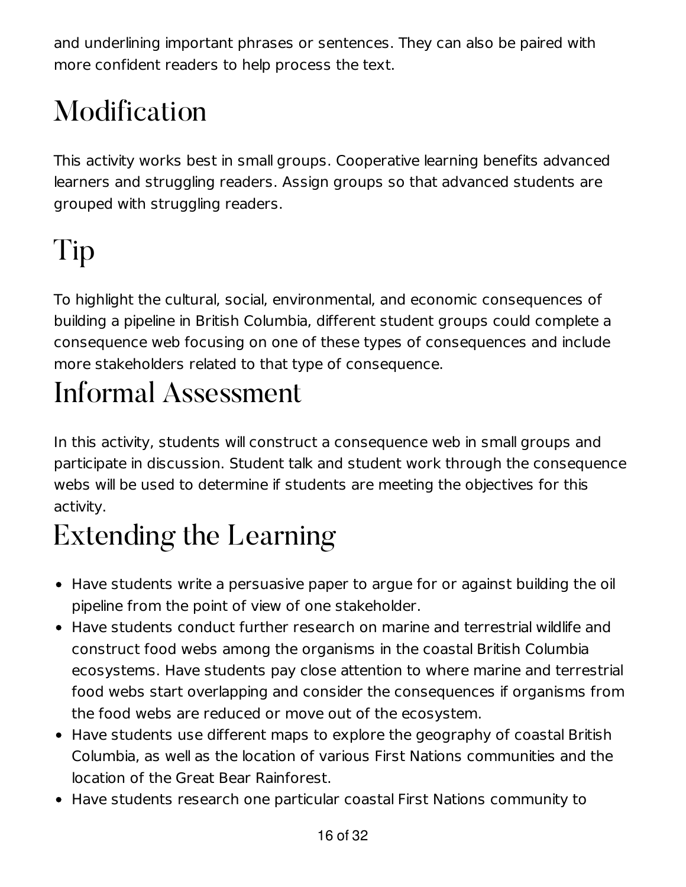and underlining important phrases or sentences. They can also be paired with more confident readers to help process the text.

## Modification

This activity works best in small groups. Cooperative learning benefits advanced learners and struggling readers. Assign groups so that advanced students are grouped with struggling readers.

## Tip

To highlight the cultural, social, environmental, and economic consequences of building a pipeline in British Columbia, different student groups could complete a consequence web focusing on one of these types of consequences and include more stakeholders related to that type of consequence.

## Informal Assessment

In this activity, students will construct a consequence web in small groups and participate in discussion. Student talk and student work through the consequence webs will be used to determine if students are meeting the objectives for this activity.

## Extending the Learning

- Have students write a persuasive paper to argue for or against building the oil pipeline from the point of view of one stakeholder.
- Have students conduct further research on marine and terrestrial wildlife and construct food webs among the organisms in the coastal British Columbia ecosystems. Have students pay close attention to where marine and terrestrial food webs start overlapping and consider the consequences if organisms from the food webs are reduced or move out of the ecosystem.
- Have students use different maps to explore the geography of coastal British Columbia, as well as the location of various First Nations communities and the location of the Great Bear Rainforest.
- Have students research one particular coastal First Nations community to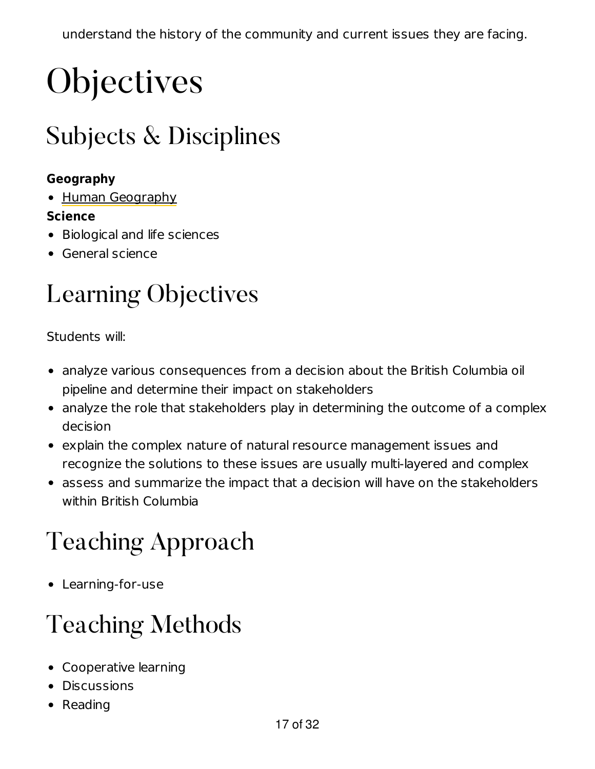understand the history of the community and current issues they are facing.

# Objectives

## Subjects & Disciplines

**Geography**

- Human Geography

**Science**

- Biological and life sciences
- General science

## Learning Objectives

Students will:

- analyze various consequences from a decision about the British Columbia oil pipeline and determine their impact on stakeholders
- analyze the role that stakeholders play in determining the outcome of a complex decision
- explain the complex nature of natural resource management issues and recognize the solutions to these issues are usually multi-layered and complex
- assess and summarize the impact that a decision will have on the stakeholders within British Columbia

## Teaching Approach

- Learning-for-use

## Teaching Methods

- Cooperative learning
- Discussions
- Reading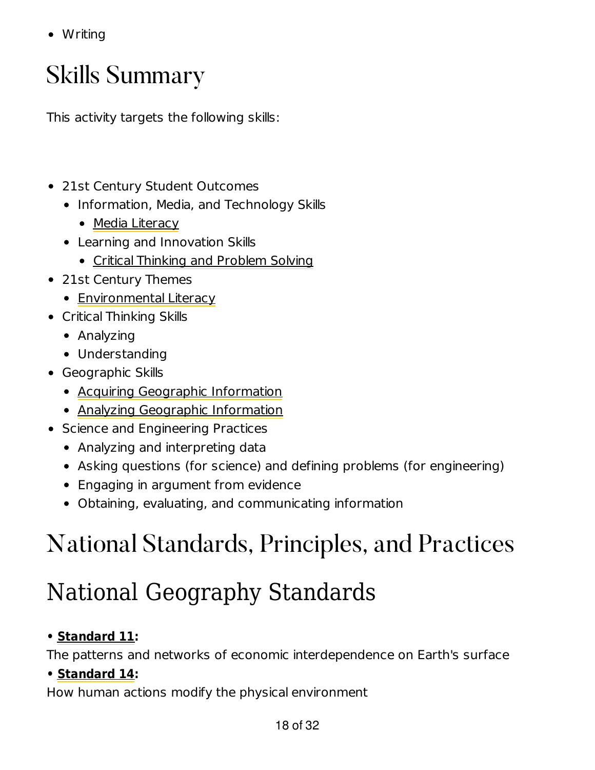- Writing

# Skills Summary

This activity targets the following skills:

- 21st Century Student Outcomes
  - Information, Media, and Technology Skills
    - Media Literacy
  - Learning and Innovation Skills
    - Critical Thinking and Problem Solving
- 21st Century Themes
  - Environmental Literacy
- Critical Thinking Skills
  - Analyzing
  - Understanding
- Geographic Skills
  - Acquiring Geographic Information
  - Analyzing Geographic Information
- Science and Engineering Practices
  - Analyzing and interpreting data
  - Asking questions (for science) and defining problems (for engineering)
  - Engaging in argument from evidence
  - Obtaining, evaluating, and communicating information

# National Standards, Principles, and Practices

## National Geography Standards

**• Standard 11:**

The patterns and networks of economic interdependence on Earth's surface

**• Standard 14:**

How human actions modify the physical environment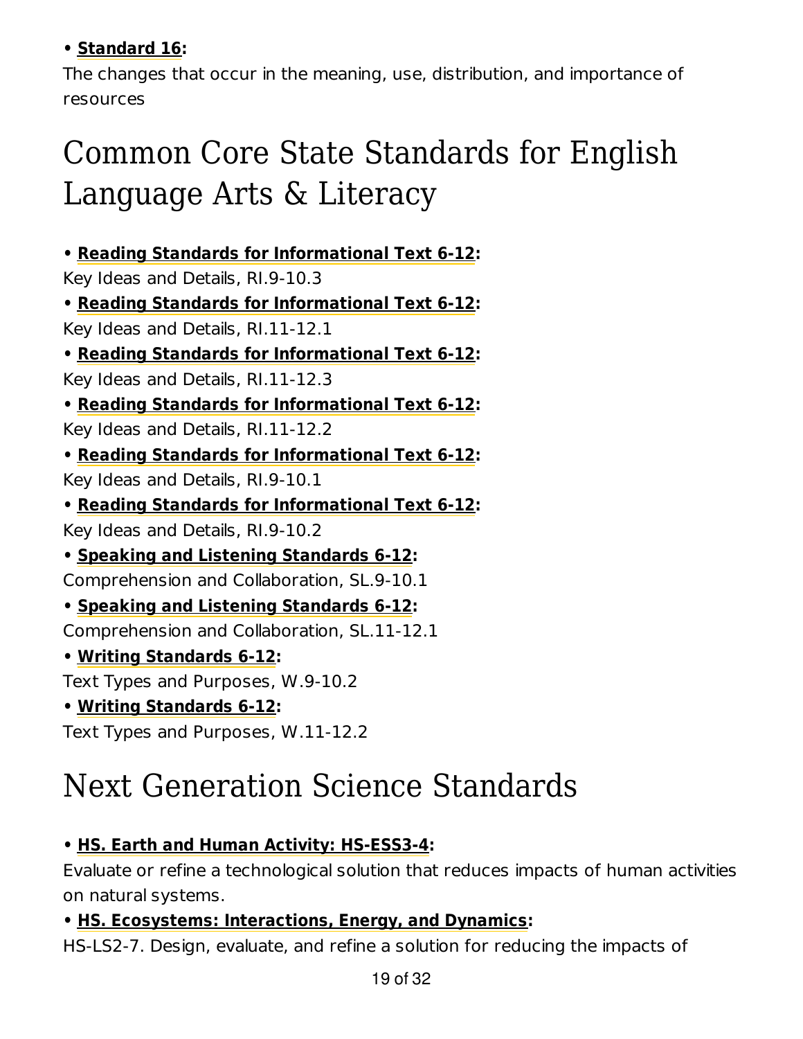- **Standard 16:**
The changes that occur in the meaning, use, distribution, and importance of resources

# Common Core State Standards for English Language Arts & Literacy

- **Reading Standards for Informational Text 6-12:**
Key Ideas and Details, RI.9-10.3
- **Reading Standards for Informational Text 6-12:**
Key Ideas and Details, RI.11-12.1
- **Reading Standards for Informational Text 6-12:**
Key Ideas and Details, RI.11-12.3
- **Reading Standards for Informational Text 6-12:**
Key Ideas and Details, RI.11-12.2
- **Reading Standards for Informational Text 6-12:**
Key Ideas and Details, RI.9-10.1
- **Reading Standards for Informational Text 6-12:**
Key Ideas and Details, RI.9-10.2
- **Speaking and Listening Standards 6-12:**
Comprehension and Collaboration, SL.9-10.1
- **Speaking and Listening Standards 6-12:**
Comprehension and Collaboration, SL.11-12.1
- **Writing Standards 6-12:**
Text Types and Purposes, W.9-10.2
- **Writing Standards 6-12:**
Text Types and Purposes, W.11-12.2

# Next Generation Science Standards

- **HS. Earth and Human Activity: HS-ESS3-4:**
Evaluate or refine a technological solution that reduces impacts of human activities on natural systems.
- **HS. Ecosystems: Interactions, Energy, and Dynamics:**
HS-LS2-7. Design, evaluate, and refine a solution for reducing the impacts of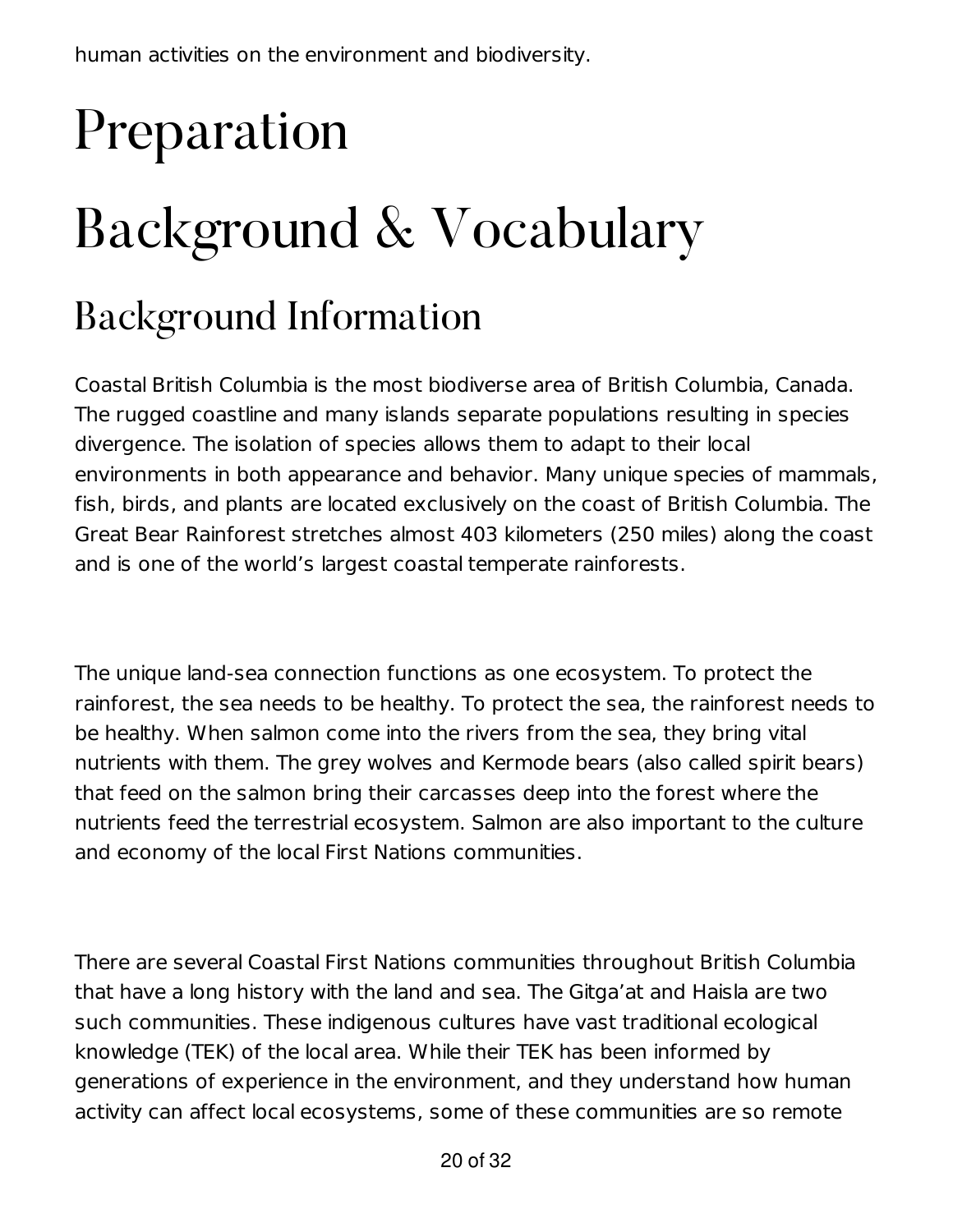human activities on the environment and biodiversity.

# Preparation

# Background & Vocabulary

## Background Information

Coastal British Columbia is the most biodiverse area of British Columbia, Canada. The rugged coastline and many islands separate populations resulting in species divergence. The isolation of species allows them to adapt to their local environments in both appearance and behavior. Many unique species of mammals, fish, birds, and plants are located exclusively on the coast of British Columbia. The Great Bear Rainforest stretches almost 403 kilometers (250 miles) along the coast and is one of the world's largest coastal temperate rainforests.

The unique land-sea connection functions as one ecosystem. To protect the rainforest, the sea needs to be healthy. To protect the sea, the rainforest needs to be healthy. When salmon come into the rivers from the sea, they bring vital nutrients with them. The grey wolves and Kermode bears (also called spirit bears) that feed on the salmon bring their carcasses deep into the forest where the nutrients feed the terrestrial ecosystem. Salmon are also important to the culture and economy of the local First Nations communities.

There are several Coastal First Nations communities throughout British Columbia that have a long history with the land and sea. The Gitga'at and Haisla are two such communities. These indigenous cultures have vast traditional ecological knowledge (TEK) of the local area. While their TEK has been informed by generations of experience in the environment, and they understand how human activity can affect local ecosystems, some of these communities are so remote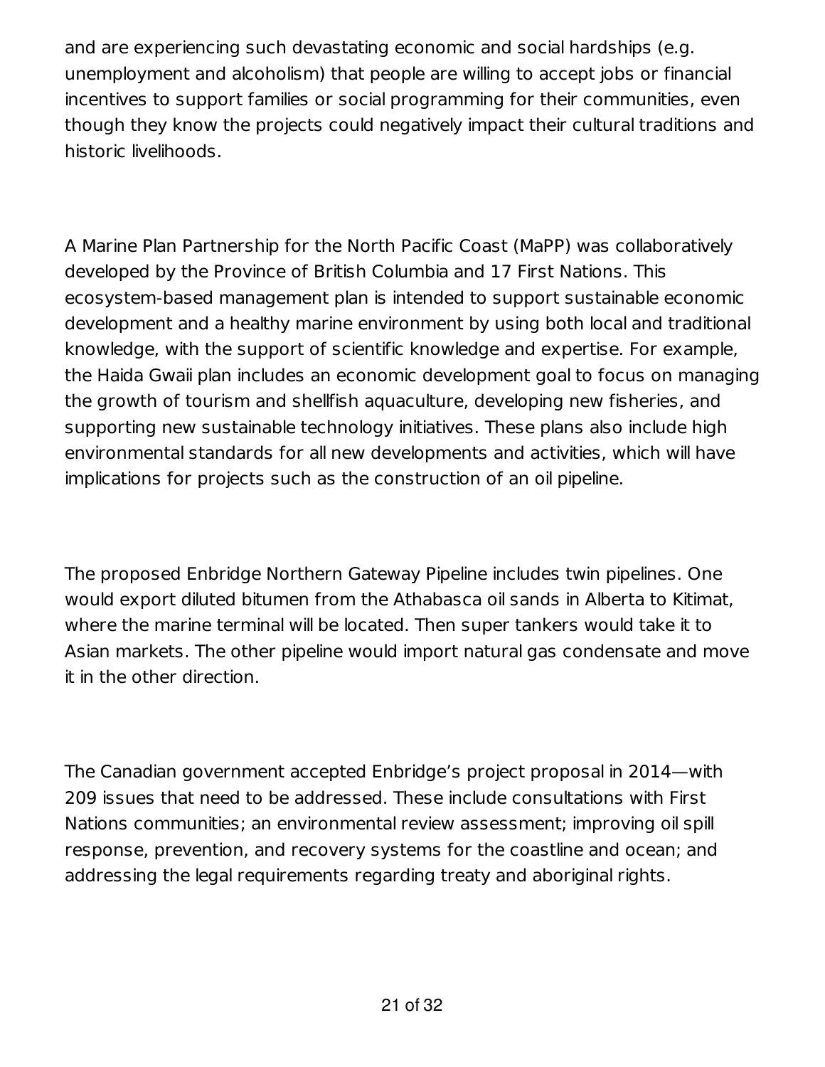and are experiencing such devastating economic and social hardships (e.g. unemployment and alcoholism) that people are willing to accept jobs or financial incentives to support families or social programming for their communities, even though they know the projects could negatively impact their cultural traditions and historic livelihoods.

A Marine Plan Partnership for the North Pacific Coast (MaPP) was collaboratively developed by the Province of British Columbia and 17 First Nations. This ecosystem-based management plan is intended to support sustainable economic development and a healthy marine environment by using both local and traditional knowledge, with the support of scientific knowledge and expertise. For example, the Haida Gwaii plan includes an economic development goal to focus on managing the growth of tourism and shellfish aquaculture, developing new fisheries, and supporting new sustainable technology initiatives. These plans also include high environmental standards for all new developments and activities, which will have implications for projects such as the construction of an oil pipeline.

The proposed Enbridge Northern Gateway Pipeline includes twin pipelines. One would export diluted bitumen from the Athabasca oil sands in Alberta to Kitimat, where the marine terminal will be located. Then super tankers would take it to Asian markets. The other pipeline would import natural gas condensate and move it in the other direction.

The Canadian government accepted Enbridge's project proposal in 2014—with 209 issues that need to be addressed. These include consultations with First Nations communities; an environmental review assessment; improving oil spill response, prevention, and recovery systems for the coastline and ocean; and addressing the legal requirements regarding treaty and aboriginal rights.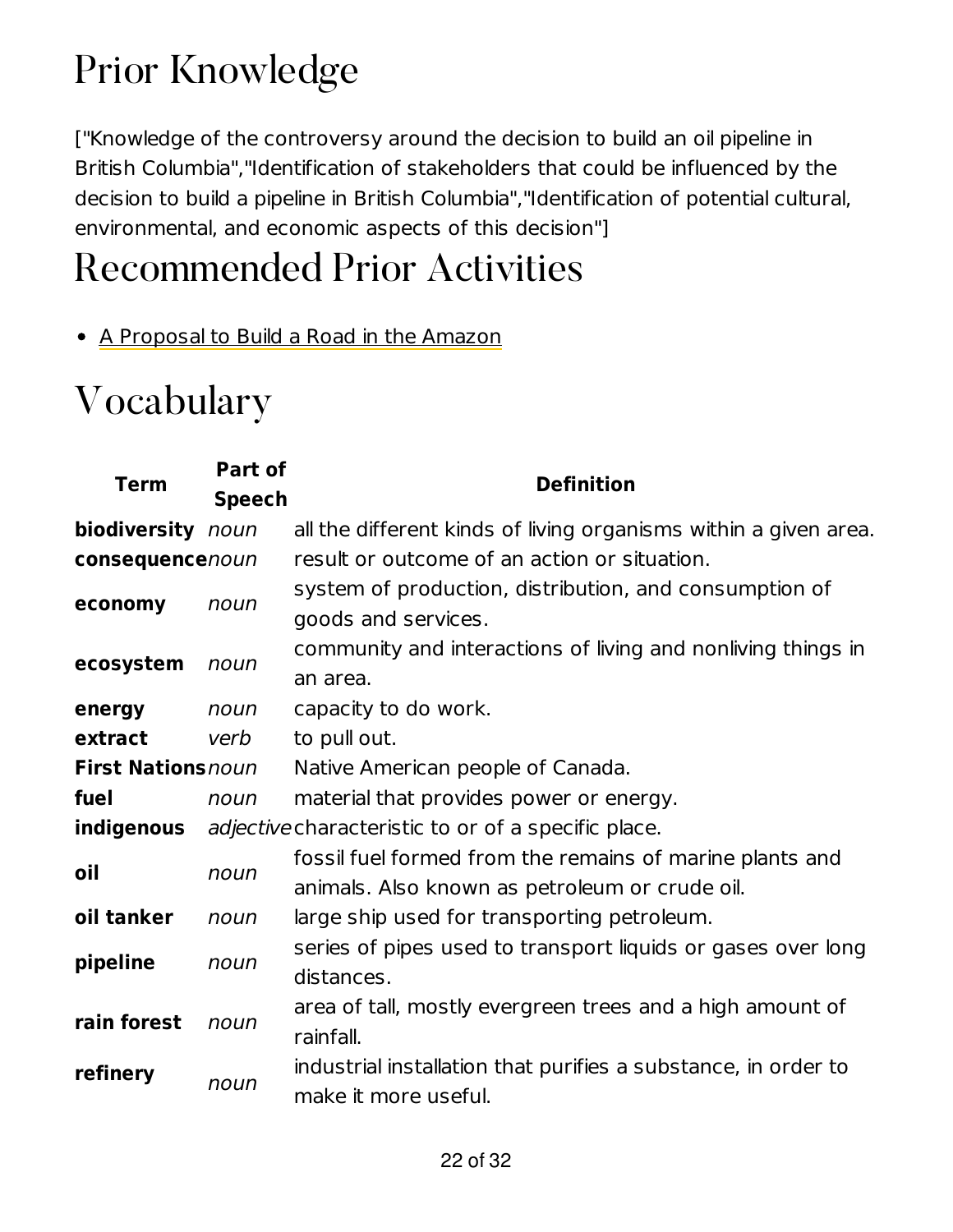# Prior Knowledge

["Knowledge of the controversy around the decision to build an oil pipeline in British Columbia","Identification of stakeholders that could be influenced by the decision to build a pipeline in British Columbia","Identification of potential cultural, environmental, and economic aspects of this decision"]

# Recommended Prior Activities

- A Proposal to Build a Road in the Amazon

# Vocabulary

| Term | Part of Speech | Definition |
|---|---|---|
| **biodiversity** | *noun* | all the different kinds of living organisms within a given area. |
| **consequence** | *noun* | result or outcome of an action or situation. |
| **economy** | *noun* | system of production, distribution, and consumption of goods and services. |
| **ecosystem** | *noun* | community and interactions of living and nonliving things in an area. |
| **energy** | *noun* | capacity to do work. |
| **extract** | *verb* | to pull out. |
| **First Nations** | *noun* | Native American people of Canada. |
| **fuel** | *noun* | material that provides power or energy. |
| **indigenous** | *adjective* | characteristic to or of a specific place. |
| **oil** | *noun* | fossil fuel formed from the remains of marine plants and animals. Also known as petroleum or crude oil. |
| **oil tanker** | *noun* | large ship used for transporting petroleum. |
| **pipeline** | *noun* | series of pipes used to transport liquids or gases over long distances. |
| **rain forest** | *noun* | area of tall, mostly evergreen trees and a high amount of rainfall. |
| **refinery** | *noun* | industrial installation that purifies a substance, in order to make it more useful. |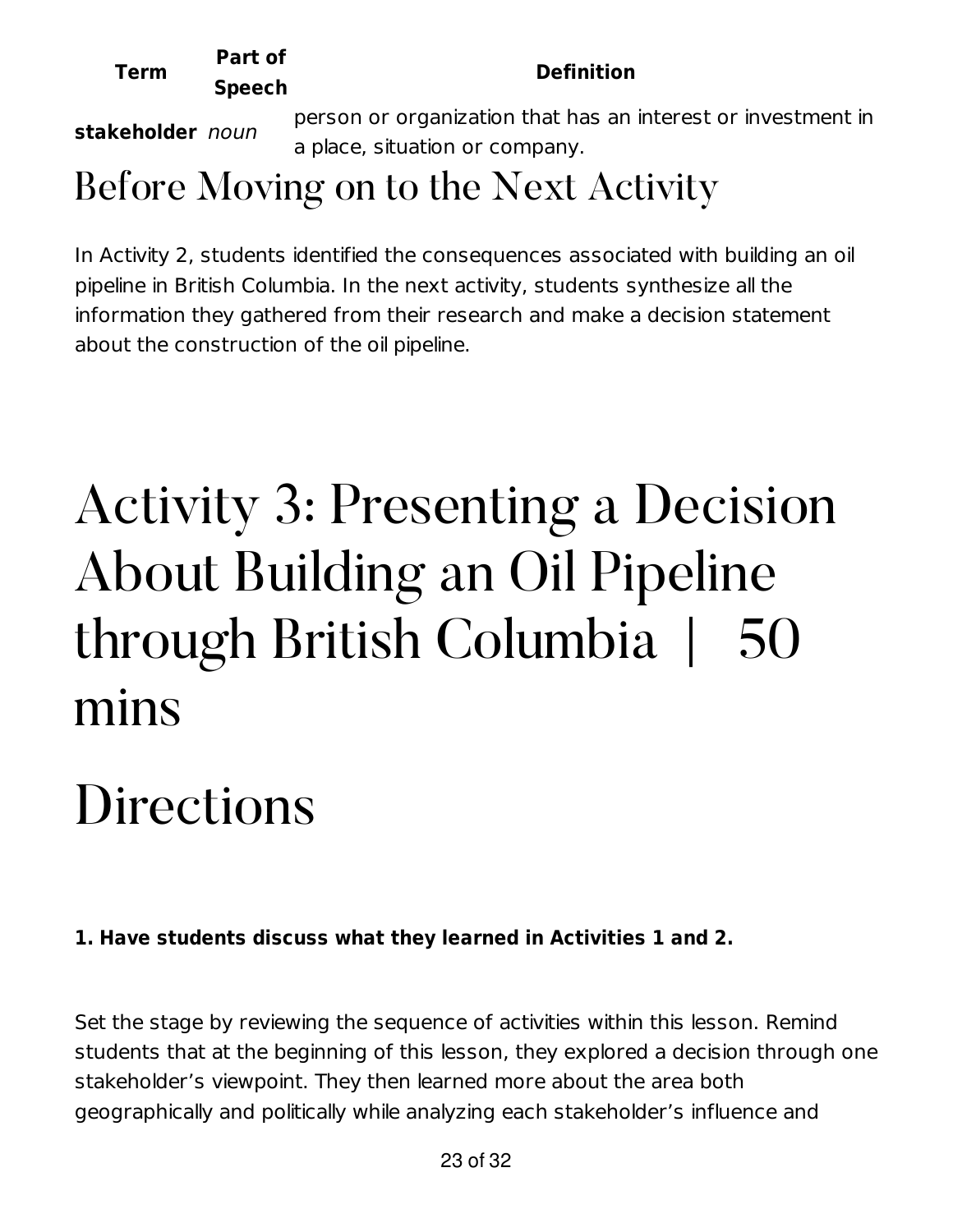| Term | Part of Speech | Definition |
| --- | --- | --- |
| **stakeholder** | *noun* | person or organization that has an interest or investment in a place, situation or company. |

## Before Moving on to the Next Activity

In Activity 2, students identified the consequences associated with building an oil pipeline in British Columbia. In the next activity, students synthesize all the information they gathered from their research and make a decision statement about the construction of the oil pipeline.

# Activity 3: Presenting a Decision About Building an Oil Pipeline through British Columbia | 50 mins

## Directions

**1. Have students discuss what they learned in Activities 1 and 2.**

Set the stage by reviewing the sequence of activities within this lesson. Remind students that at the beginning of this lesson, they explored a decision through one stakeholder's viewpoint. They then learned more about the area both geographically and politically while analyzing each stakeholder's influence and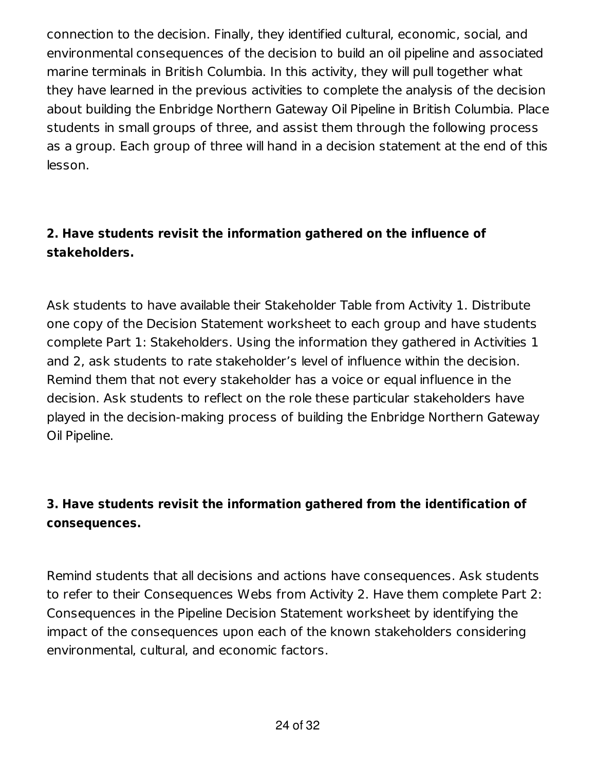connection to the decision. Finally, they identified cultural, economic, social, and environmental consequences of the decision to build an oil pipeline and associated marine terminals in British Columbia. In this activity, they will pull together what they have learned in the previous activities to complete the analysis of the decision about building the Enbridge Northern Gateway Oil Pipeline in British Columbia. Place students in small groups of three, and assist them through the following process as a group. Each group of three will hand in a decision statement at the end of this lesson.

**2. Have students revisit the information gathered on the influence of stakeholders.**

Ask students to have available their Stakeholder Table from Activity 1. Distribute one copy of the Decision Statement worksheet to each group and have students complete Part 1: Stakeholders. Using the information they gathered in Activities 1 and 2, ask students to rate stakeholder's level of influence within the decision. Remind them that not every stakeholder has a voice or equal influence in the decision. Ask students to reflect on the role these particular stakeholders have played in the decision-making process of building the Enbridge Northern Gateway Oil Pipeline.

**3. Have students revisit the information gathered from the identification of consequences.**

Remind students that all decisions and actions have consequences. Ask students to refer to their Consequences Webs from Activity 2. Have them complete Part 2: Consequences in the Pipeline Decision Statement worksheet by identifying the impact of the consequences upon each of the known stakeholders considering environmental, cultural, and economic factors.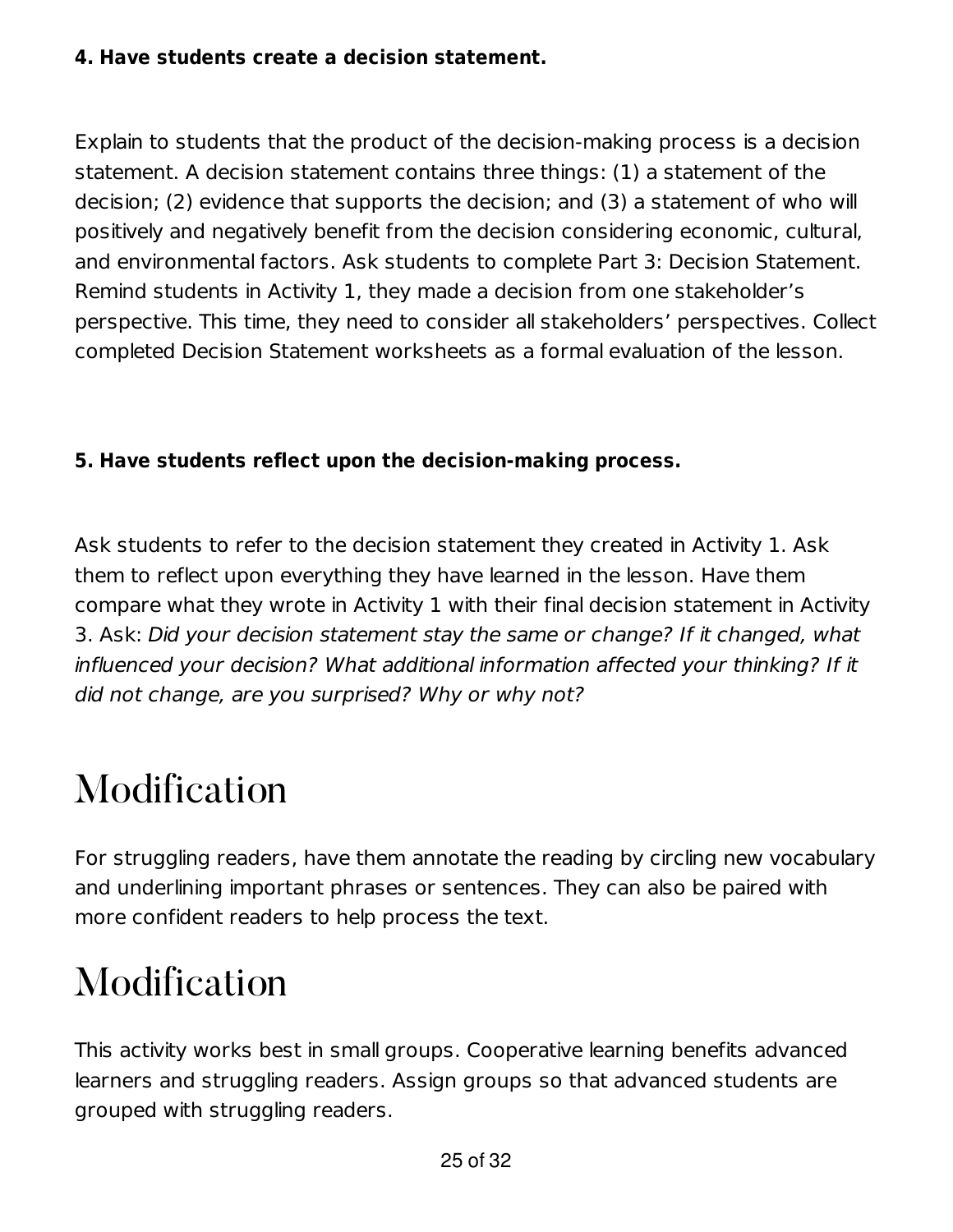**4. Have students create a decision statement.**

Explain to students that the product of the decision-making process is a decision statement. A decision statement contains three things: (1) a statement of the decision; (2) evidence that supports the decision; and (3) a statement of who will positively and negatively benefit from the decision considering economic, cultural, and environmental factors. Ask students to complete Part 3: Decision Statement. Remind students in Activity 1, they made a decision from one stakeholder's perspective. This time, they need to consider all stakeholders' perspectives. Collect completed Decision Statement worksheets as a formal evaluation of the lesson.

**5. Have students reflect upon the decision-making process.**

Ask students to refer to the decision statement they created in Activity 1. Ask them to reflect upon everything they have learned in the lesson. Have them compare what they wrote in Activity 1 with their final decision statement in Activity 3. Ask: *Did your decision statement stay the same or change? If it changed, what influenced your decision? What additional information affected your thinking? If it did not change, are you surprised? Why or why not?*

# Modification

For struggling readers, have them annotate the reading by circling new vocabulary and underlining important phrases or sentences. They can also be paired with more confident readers to help process the text.

# Modification

This activity works best in small groups. Cooperative learning benefits advanced learners and struggling readers. Assign groups so that advanced students are grouped with struggling readers.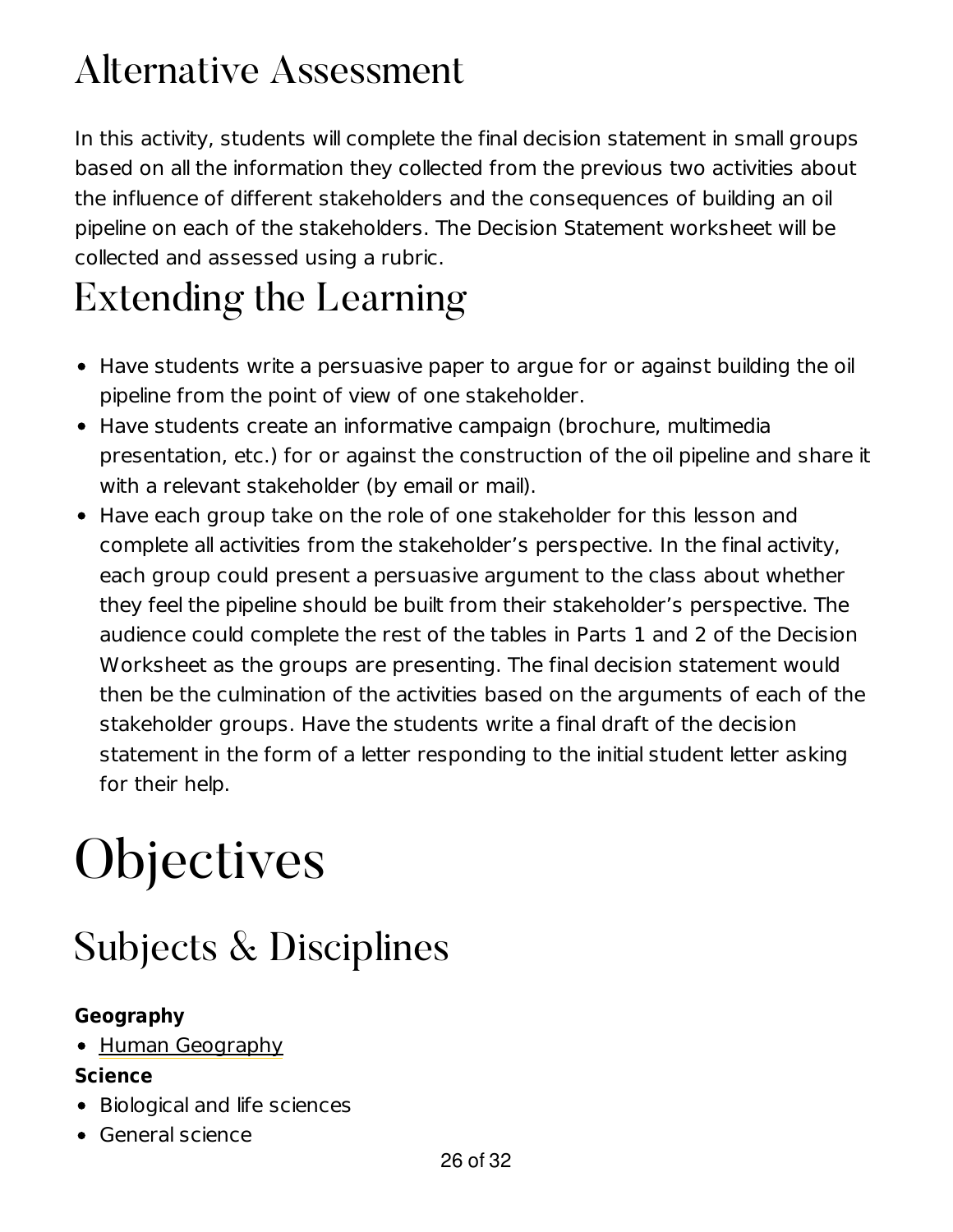## Alternative Assessment

In this activity, students will complete the final decision statement in small groups based on all the information they collected from the previous two activities about the influence of different stakeholders and the consequences of building an oil pipeline on each of the stakeholders. The Decision Statement worksheet will be collected and assessed using a rubric.

## Extending the Learning

- Have students write a persuasive paper to argue for or against building the oil pipeline from the point of view of one stakeholder.
- Have students create an informative campaign (brochure, multimedia presentation, etc.) for or against the construction of the oil pipeline and share it with a relevant stakeholder (by email or mail).
- Have each group take on the role of one stakeholder for this lesson and complete all activities from the stakeholder's perspective. In the final activity, each group could present a persuasive argument to the class about whether they feel the pipeline should be built from their stakeholder's perspective. The audience could complete the rest of the tables in Parts 1 and 2 of the Decision Worksheet as the groups are presenting. The final decision statement would then be the culmination of the activities based on the arguments of each of the stakeholder groups. Have the students write a final draft of the decision statement in the form of a letter responding to the initial student letter asking for their help.

# Objectives

## Subjects & Disciplines

**Geography**

- Human Geography

**Science**

- Biological and life sciences
- General science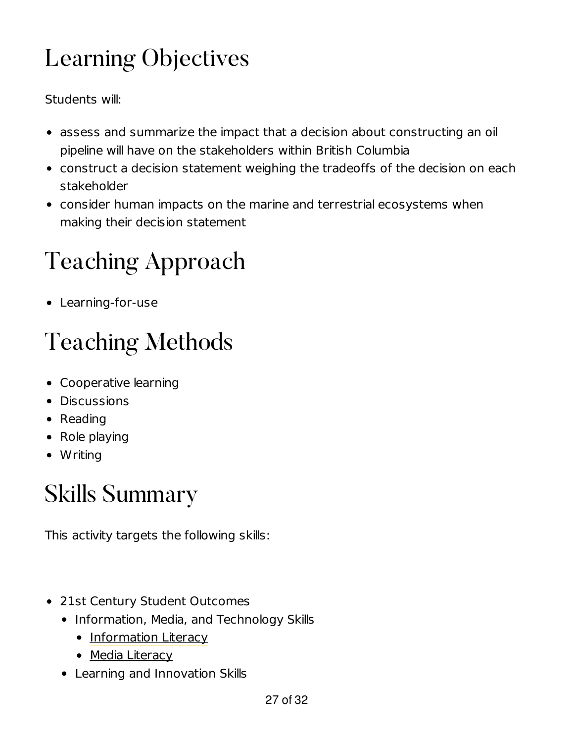# Learning Objectives

Students will:

- assess and summarize the impact that a decision about constructing an oil pipeline will have on the stakeholders within British Columbia
- construct a decision statement weighing the tradeoffs of the decision on each stakeholder
- consider human impacts on the marine and terrestrial ecosystems when making their decision statement

# Teaching Approach

- Learning-for-use

# Teaching Methods

- Cooperative learning
- Discussions
- Reading
- Role playing
- Writing

# Skills Summary

This activity targets the following skills:

- 21st Century Student Outcomes
  - Information, Media, and Technology Skills
    - Information Literacy
    - Media Literacy
  - Learning and Innovation Skills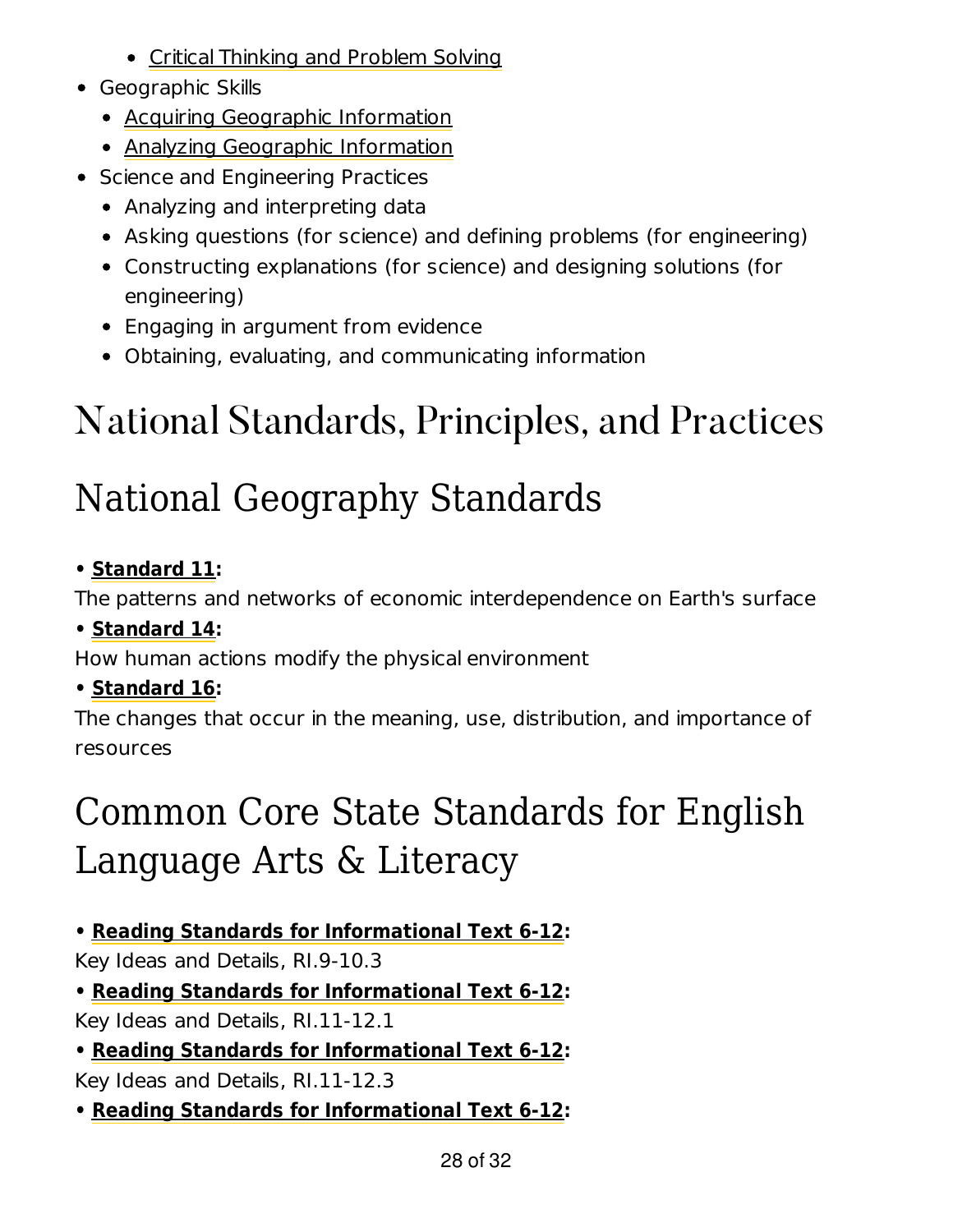- Critical Thinking and Problem Solving
- Geographic Skills
    - Acquiring Geographic Information
    - Analyzing Geographic Information
- Science and Engineering Practices
    - Analyzing and interpreting data
    - Asking questions (for science) and defining problems (for engineering)
    - Constructing explanations (for science) and designing solutions (for engineering)
    - Engaging in argument from evidence
    - Obtaining, evaluating, and communicating information

# National Standards, Principles, and Practices

## National Geography Standards

• **Standard 11:**
The patterns and networks of economic interdependence on Earth's surface

• **Standard 14:**
How human actions modify the physical environment

• **Standard 16:**
The changes that occur in the meaning, use, distribution, and importance of resources

## Common Core State Standards for English Language Arts & Literacy

• **Reading Standards for Informational Text 6-12:**
Key Ideas and Details, RI.9-10.3

• **Reading Standards for Informational Text 6-12:**
Key Ideas and Details, RI.11-12.1

• **Reading Standards for Informational Text 6-12:**
Key Ideas and Details, RI.11-12.3

• **Reading Standards for Informational Text 6-12:**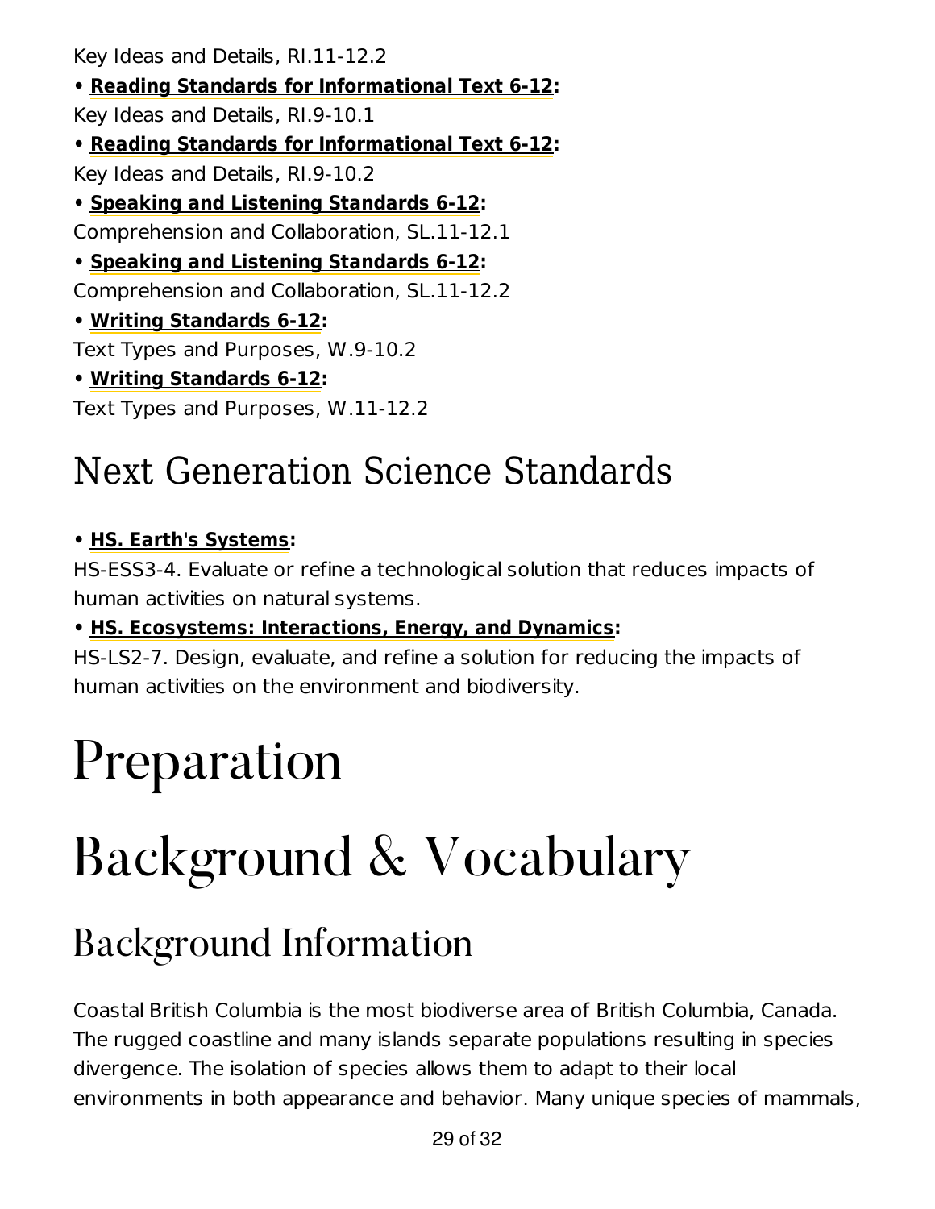Key Ideas and Details, RI.11-12.2

- **Reading Standards for Informational Text 6-12:**
Key Ideas and Details, RI.9-10.1
- **Reading Standards for Informational Text 6-12:**
Key Ideas and Details, RI.9-10.2
- **Speaking and Listening Standards 6-12:**
Comprehension and Collaboration, SL.11-12.1
- **Speaking and Listening Standards 6-12:**
Comprehension and Collaboration, SL.11-12.2
- **Writing Standards 6-12:**
Text Types and Purposes, W.9-10.2
- **Writing Standards 6-12:**
Text Types and Purposes, W.11-12.2

## Next Generation Science Standards

- **HS. Earth's Systems:**
HS-ESS3-4. Evaluate or refine a technological solution that reduces impacts of human activities on natural systems.
- **HS. Ecosystems: Interactions, Energy, and Dynamics:**
HS-LS2-7. Design, evaluate, and refine a solution for reducing the impacts of human activities on the environment and biodiversity.

# Preparation

# Background & Vocabulary

## Background Information

Coastal British Columbia is the most biodiverse area of British Columbia, Canada. The rugged coastline and many islands separate populations resulting in species divergence. The isolation of species allows them to adapt to their local environments in both appearance and behavior. Many unique species of mammals,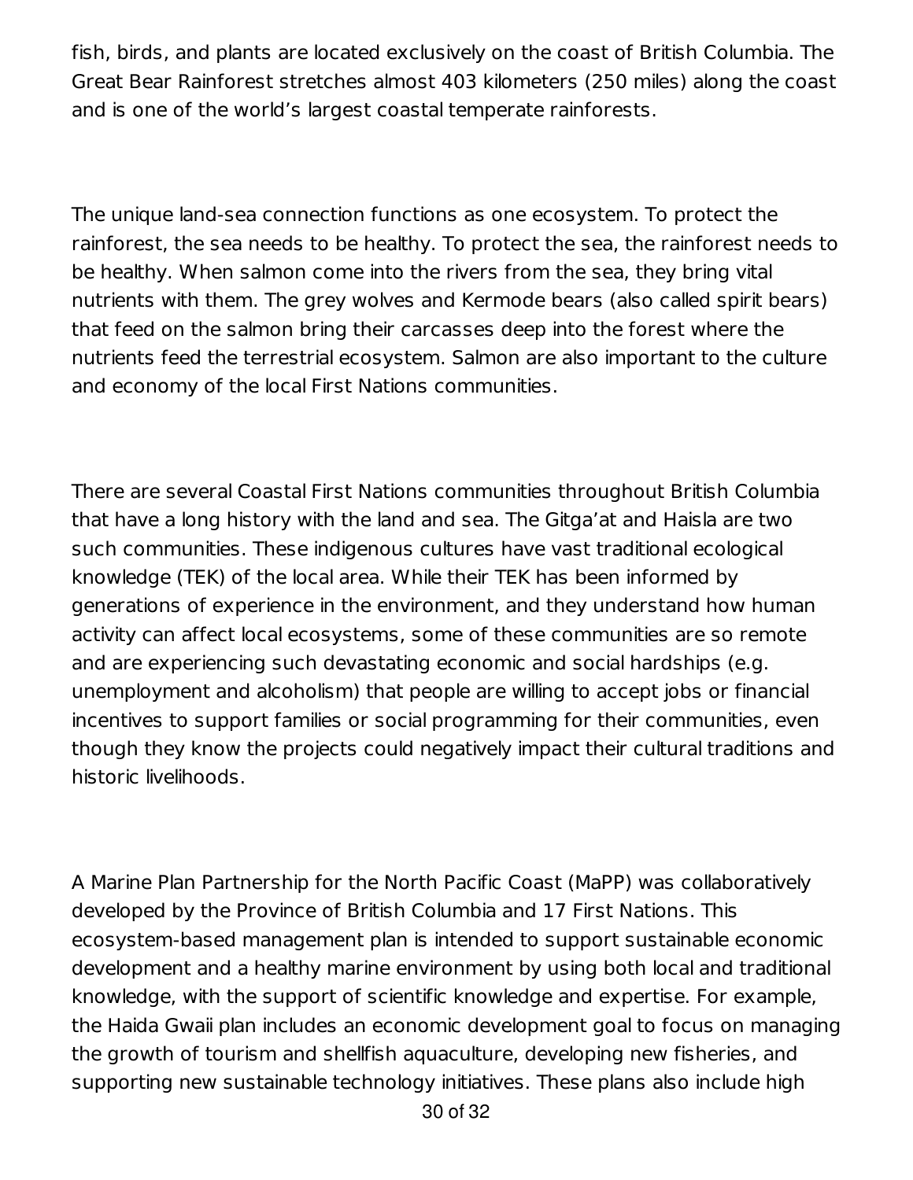fish, birds, and plants are located exclusively on the coast of British Columbia. The Great Bear Rainforest stretches almost 403 kilometers (250 miles) along the coast and is one of the world's largest coastal temperate rainforests.

The unique land-sea connection functions as one ecosystem. To protect the rainforest, the sea needs to be healthy. To protect the sea, the rainforest needs to be healthy. When salmon come into the rivers from the sea, they bring vital nutrients with them. The grey wolves and Kermode bears (also called spirit bears) that feed on the salmon bring their carcasses deep into the forest where the nutrients feed the terrestrial ecosystem. Salmon are also important to the culture and economy of the local First Nations communities.

There are several Coastal First Nations communities throughout British Columbia that have a long history with the land and sea. The Gitga'at and Haisla are two such communities. These indigenous cultures have vast traditional ecological knowledge (TEK) of the local area. While their TEK has been informed by generations of experience in the environment, and they understand how human activity can affect local ecosystems, some of these communities are so remote and are experiencing such devastating economic and social hardships (e.g. unemployment and alcoholism) that people are willing to accept jobs or financial incentives to support families or social programming for their communities, even though they know the projects could negatively impact their cultural traditions and historic livelihoods.

A Marine Plan Partnership for the North Pacific Coast (MaPP) was collaboratively developed by the Province of British Columbia and 17 First Nations. This ecosystem-based management plan is intended to support sustainable economic development and a healthy marine environment by using both local and traditional knowledge, with the support of scientific knowledge and expertise. For example, the Haida Gwaii plan includes an economic development goal to focus on managing the growth of tourism and shellfish aquaculture, developing new fisheries, and supporting new sustainable technology initiatives. These plans also include high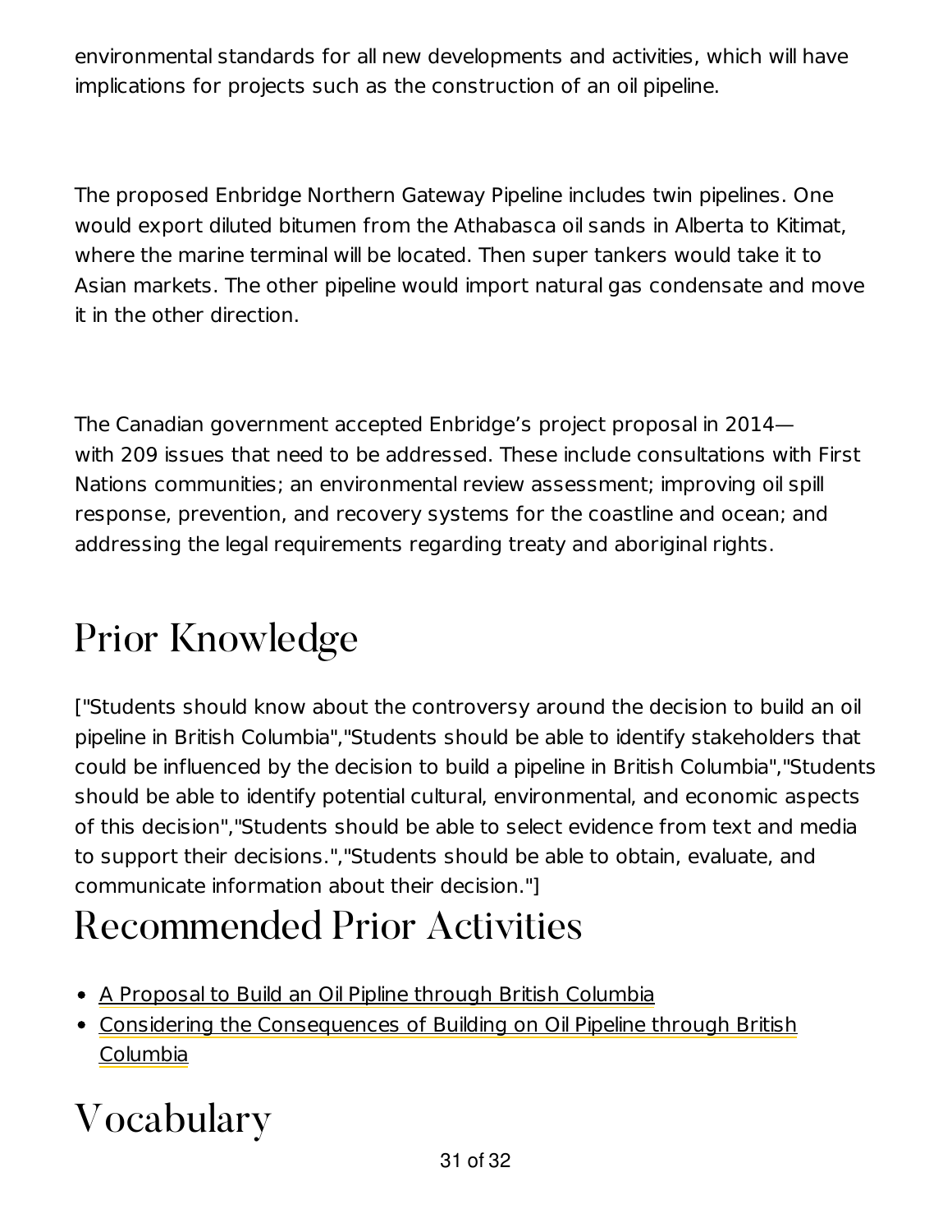environmental standards for all new developments and activities, which will have implications for projects such as the construction of an oil pipeline.

The proposed Enbridge Northern Gateway Pipeline includes twin pipelines. One would export diluted bitumen from the Athabasca oil sands in Alberta to Kitimat, where the marine terminal will be located. Then super tankers would take it to Asian markets. The other pipeline would import natural gas condensate and move it in the other direction.

The Canadian government accepted Enbridge's project proposal in 2014—with 209 issues that need to be addressed. These include consultations with First Nations communities; an environmental review assessment; improving oil spill response, prevention, and recovery systems for the coastline and ocean; and addressing the legal requirements regarding treaty and aboriginal rights.

# Prior Knowledge

["Students should know about the controversy around the decision to build an oil pipeline in British Columbia","Students should be able to identify stakeholders that could be influenced by the decision to build a pipeline in British Columbia","Students should be able to identify potential cultural, environmental, and economic aspects of this decision","Students should be able to select evidence from text and media to support their decisions.","Students should be able to obtain, evaluate, and communicate information about their decision."]

# Recommended Prior Activities

- A Proposal to Build an Oil Pipline through British Columbia
- Considering the Consequences of Building on Oil Pipeline through British Columbia

# Vocabulary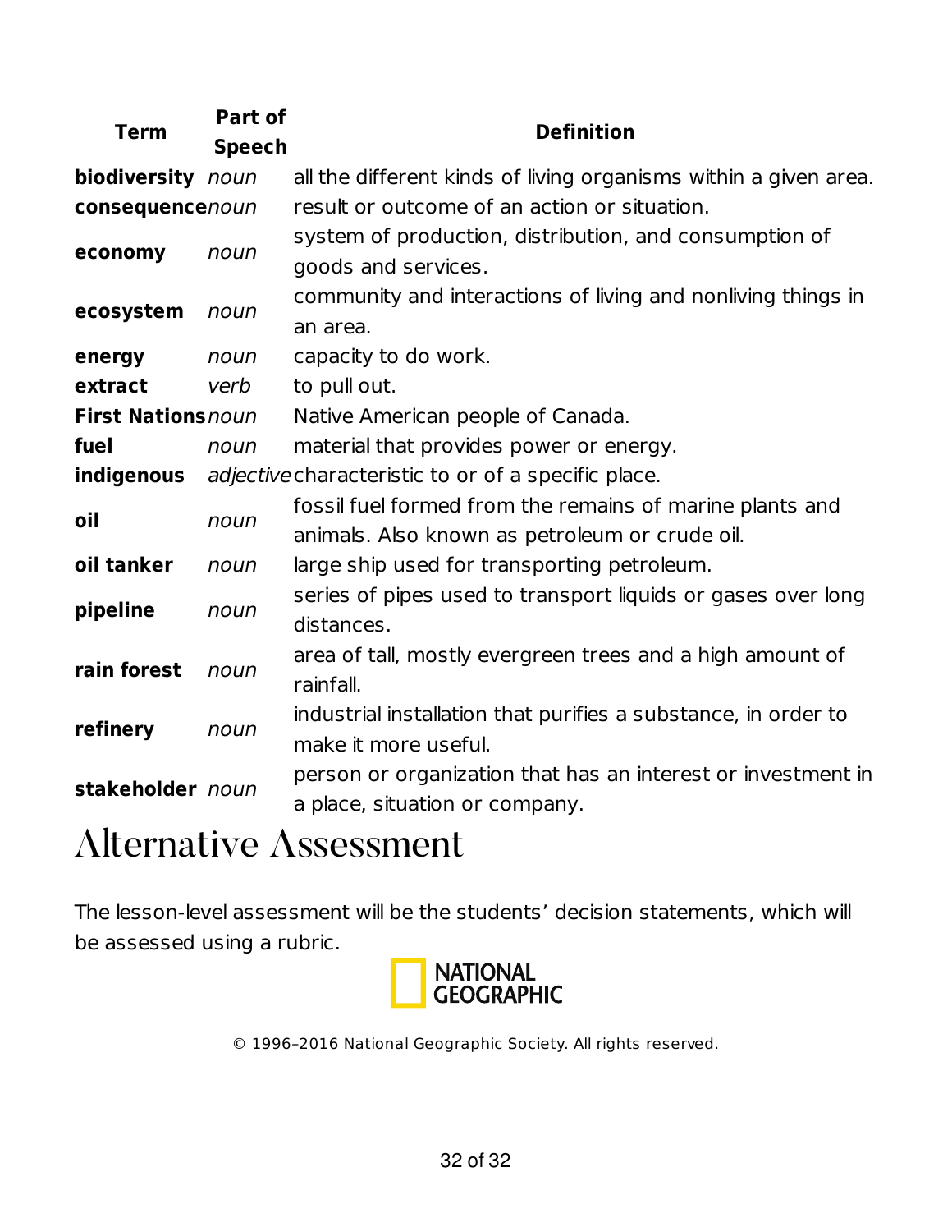| Term | Part of Speech | Definition |
| --- | --- | --- |
| **biodiversity** | *noun* | all the different kinds of living organisms within a given area. |
| **consequence** | *noun* | result or outcome of an action or situation. |
| **economy** | *noun* | system of production, distribution, and consumption of goods and services. |
| **ecosystem** | *noun* | community and interactions of living and nonliving things in an area. |
| **energy** | *noun* | capacity to do work. |
| **extract** | *verb* | to pull out. |
| **First Nations** | *noun* | Native American people of Canada. |
| **fuel** | *noun* | material that provides power or energy. |
| **indigenous** | *adjective* | characteristic to or of a specific place. |
| **oil** | *noun* | fossil fuel formed from the remains of marine plants and animals. Also known as petroleum or crude oil. |
| **oil tanker** | *noun* | large ship used for transporting petroleum. |
| **pipeline** | *noun* | series of pipes used to transport liquids or gases over long distances. |
| **rain forest** | *noun* | area of tall, mostly evergreen trees and a high amount of rainfall. |
| **refinery** | *noun* | industrial installation that purifies a substance, in order to make it more useful. |
| **stakeholder** | *noun* | person or organization that has an interest or investment in a place, situation or company. |

# Alternative Assessment

The lesson-level assessment will be the students' decision statements, which will be assessed using a rubric.

NATIONAL GEOGRAPHIC

© 1996–2016 National Geographic Society. All rights reserved.